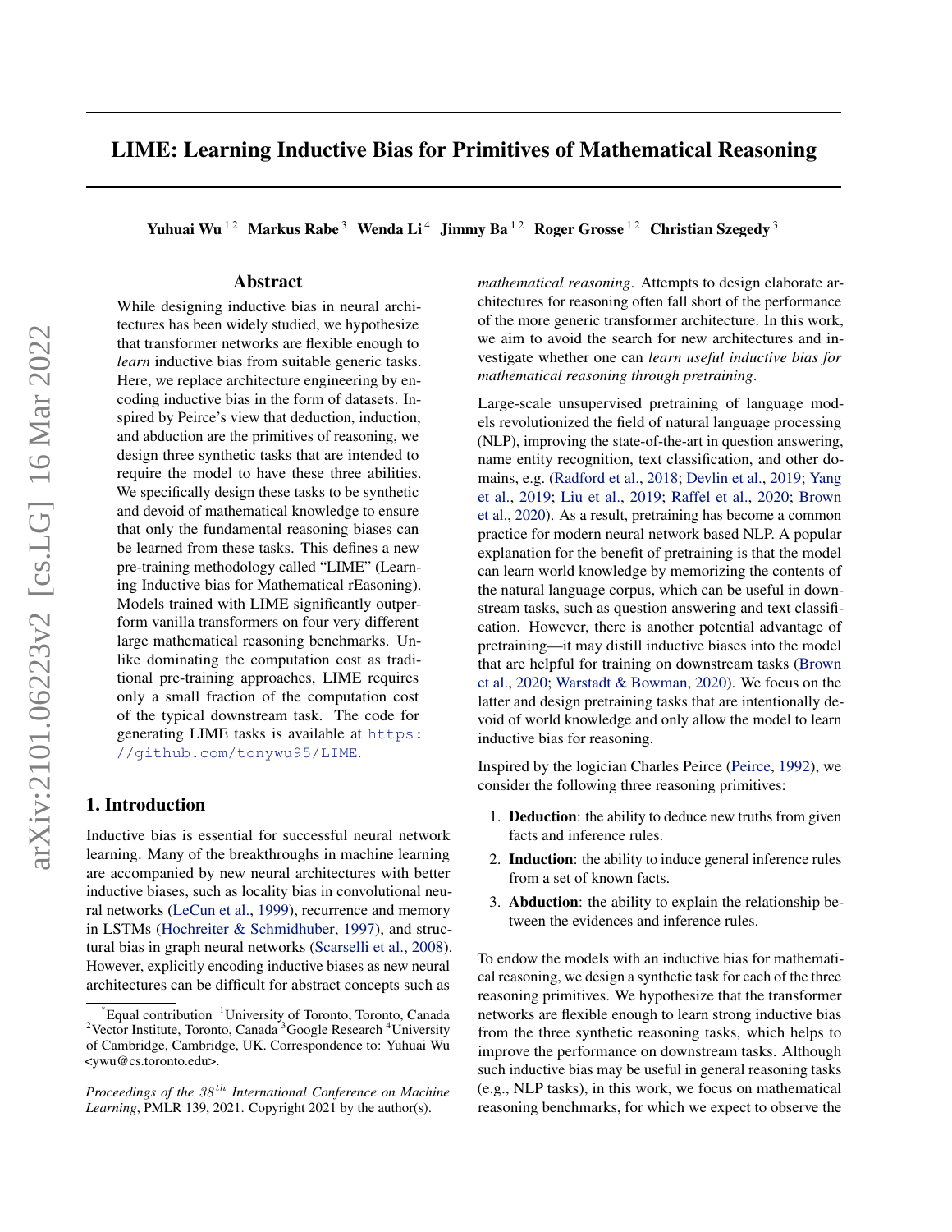# LIME: Learning Inductive Bias for Primitives of Mathematical Reasoning

**Yuhuai Wu** [1 2] **Markus Rabe** [3] **Wenda Li** [4] **Jimmy Ba** [1 2] **Roger Grosse** [1 2] **Christian Szegedy** [3]

## Abstract

While designing inductive bias in neural architectures has been widely studied, we hypothesize that transformer networks are flexible enough to *learn* inductive bias from suitable generic tasks. Here, we replace architecture engineering by encoding inductive bias in the form of datasets. Inspired by Peirce's view that deduction, induction, and abduction are the primitives of reasoning, we design three synthetic tasks that are intended to require the model to have these three abilities. We specifically design these tasks to be synthetic and devoid of mathematical knowledge to ensure that only the fundamental reasoning biases can be learned from these tasks. This defines a new pre-training methodology called "LIME" (Learning Inductive bias for Mathematical rEasoning). Models trained with LIME significantly outperform vanilla transformers on four very different large mathematical reasoning benchmarks. Unlike dominating the computation cost as traditional pre-training approaches, LIME requires only a small fraction of the computation cost of the typical downstream task. The code for generating LIME tasks is available at https://github.com/tonywu95/LIME.

## 1. Introduction

Inductive bias is essential for successful neural network learning. Many of the breakthroughs in machine learning are accompanied by new neural architectures with better inductive biases, such as locality bias in convolutional neural networks (LeCun et al., 1999), recurrence and memory in LSTMs (Hochreiter & Schmidhuber, 1997), and structural bias in graph neural networks (Scarselli et al., 2008). However, explicitly encoding inductive biases as new neural architectures can be difficult for abstract concepts such as *mathematical reasoning*. Attempts to design elaborate architectures for reasoning often fall short of the performance of the more generic transformer architecture. In this work, we aim to avoid the search for new architectures and investigate whether one can *learn useful inductive bias for mathematical reasoning through pretraining*.

Large-scale unsupervised pretraining of language models revolutionized the field of natural language processing (NLP), improving the state-of-the-art in question answering, name entity recognition, text classification, and other domains, e.g. (Radford et al., 2018; Devlin et al., 2019; Yang et al., 2019; Liu et al., 2019; Raffel et al., 2020; Brown et al., 2020). As a result, pretraining has become a common practice for modern neural network based NLP. A popular explanation for the benefit of pretraining is that the model can learn world knowledge by memorizing the contents of the natural language corpus, which can be useful in downstream tasks, such as question answering and text classification. However, there is another potential advantage of pretraining—it may distill inductive biases into the model that are helpful for training on downstream tasks (Brown et al., 2020; Warstadt & Bowman, 2020). We focus on the latter and design pretraining tasks that are intentionally devoid of world knowledge and only allow the model to learn inductive bias for reasoning.

Inspired by the logician Charles Peirce (Peirce, 1992), we consider the following three reasoning primitives:

1. **Deduction**: the ability to deduce new truths from given facts and inference rules.
2. **Induction**: the ability to induce general inference rules from a set of known facts.
3. **Abduction**: the ability to explain the relationship between the evidences and inference rules.

To endow the models with an inductive bias for mathematical reasoning, we design a synthetic task for each of the three reasoning primitives. We hypothesize that the transformer networks are flexible enough to learn strong inductive bias from the three synthetic reasoning tasks, which helps to improve the performance on downstream tasks. Although such inductive bias may be useful in general reasoning tasks (e.g., NLP tasks), in this work, we focus on mathematical reasoning benchmarks, for which we expect to observe the

---

[*] Equal contribution [1] University of Toronto, Toronto, Canada [2] Vector Institute, Toronto, Canada [3] Google Research [4] University of Cambridge, Cambridge, UK. Correspondence to: Yuhuai Wu <ywu@cs.toronto.edu>.

*Proceedings of the 38th International Conference on Machine Learning*, PMLR 139, 2021. Copyright 2021 by the author(s).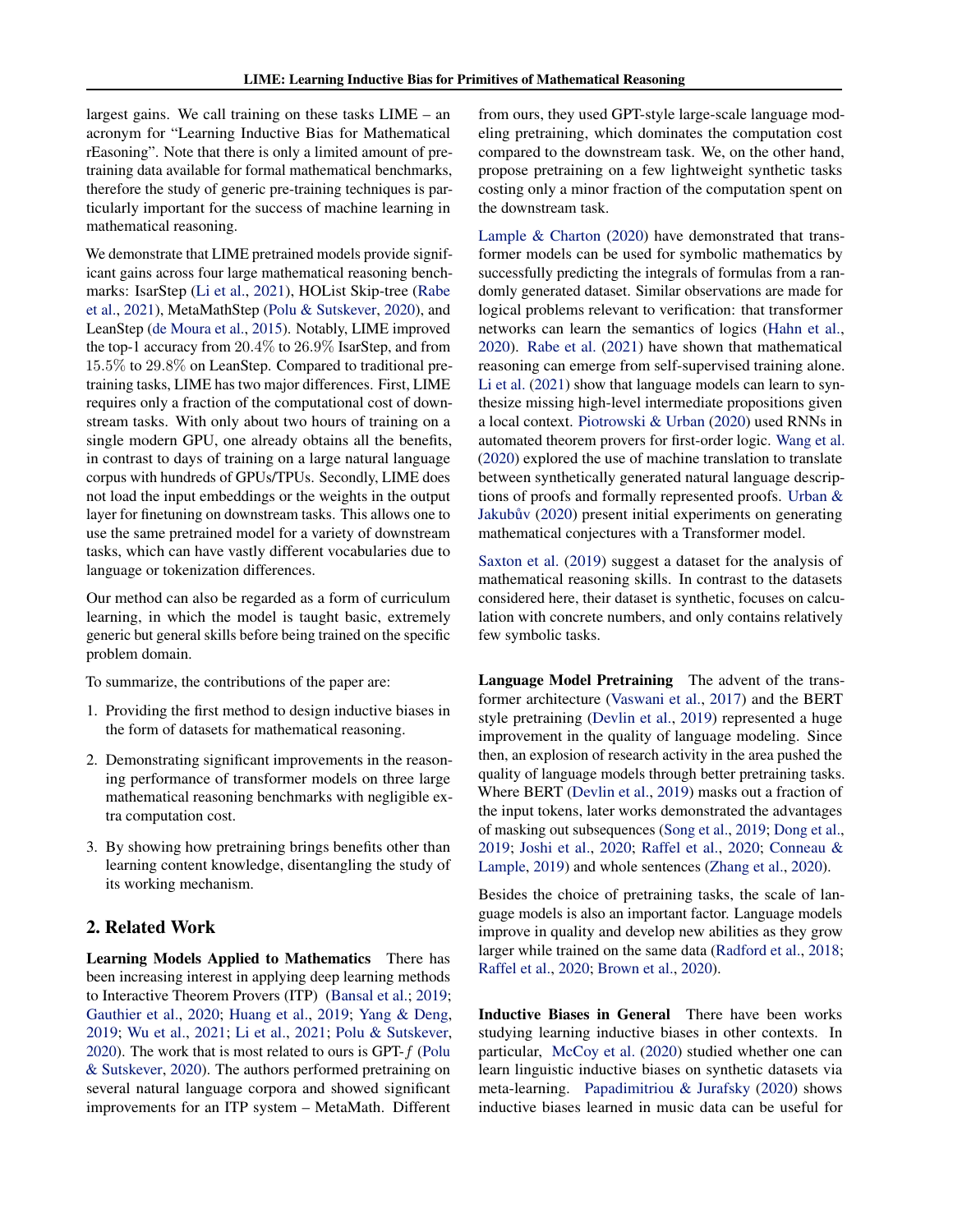largest gains. We call training on these tasks LIME – an acronym for "Learning Inductive Bias for Mathematical rEasoning". Note that there is only a limited amount of pretraining data available for formal mathematical benchmarks, therefore the study of generic pre-training techniques is particularly important for the success of machine learning in mathematical reasoning.

We demonstrate that LIME pretrained models provide significant gains across four large mathematical reasoning benchmarks: IsarStep (Li et al., 2021), HOList Skip-tree (Rabe et al., 2021), MetaMathStep (Polu & Sutskever, 2020), and LeanStep (de Moura et al., 2015). Notably, LIME improved the top-1 accuracy from $20.4\%$ to $26.9\%$ IsarStep, and from $15.5\%$ to $29.8\%$ on LeanStep. Compared to traditional pretraining tasks, LIME has two major differences. First, LIME requires only a fraction of the computational cost of downstream tasks. With only about two hours of training on a single modern GPU, one already obtains all the benefits, in contrast to days of training on a large natural language corpus with hundreds of GPUs/TPUs. Secondly, LIME does not load the input embeddings or the weights in the output layer for finetuning on downstream tasks. This allows one to use the same pretrained model for a variety of downstream tasks, which can have vastly different vocabularies due to language or tokenization differences.

Our method can also be regarded as a form of curriculum learning, in which the model is taught basic, extremely generic but general skills before being trained on the specific problem domain.

To summarize, the contributions of the paper are:

1. Providing the first method to design inductive biases in the form of datasets for mathematical reasoning.
2. Demonstrating significant improvements in the reasoning performance of transformer models on three large mathematical reasoning benchmarks with negligible extra computation cost.
3. By showing how pretraining brings benefits other than learning content knowledge, disentangling the study of its working mechanism.

## 2. Related Work

**Learning Models Applied to Mathematics** There has been increasing interest in applying deep learning methods to Interactive Theorem Provers (ITP) (Bansal et al.; 2019; Gauthier et al., 2020; Huang et al., 2019; Yang & Deng, 2019; Wu et al., 2021; Li et al., 2021; Polu & Sutskever, 2020). The work that is most related to ours is GPT-$f$ (Polu & Sutskever, 2020). The authors performed pretraining on several natural language corpora and showed significant improvements for an ITP system – MetaMath. Different from ours, they used GPT-style large-scale language modeling pretraining, which dominates the computation cost compared to the downstream task. We, on the other hand, propose pretraining on a few lightweight synthetic tasks costing only a minor fraction of the computation spent on the downstream task.

Lample & Charton (2020) have demonstrated that transformer models can be used for symbolic mathematics by successfully predicting the integrals of formulas from a randomly generated dataset. Similar observations are made for logical problems relevant to verification: that transformer networks can learn the semantics of logics (Hahn et al., 2020). Rabe et al. (2021) have shown that mathematical reasoning can emerge from self-supervised training alone. Li et al. (2021) show that language models can learn to synthesize missing high-level intermediate propositions given a local context. Piotrowski & Urban (2020) used RNNs in automated theorem provers for first-order logic. Wang et al. (2020) explored the use of machine translation to translate between synthetically generated natural language descriptions of proofs and formally represented proofs. Urban & Jakubův (2020) present initial experiments on generating mathematical conjectures with a Transformer model.

Saxton et al. (2019) suggest a dataset for the analysis of mathematical reasoning skills. In contrast to the datasets considered here, their dataset is synthetic, focuses on calculation with concrete numbers, and only contains relatively few symbolic tasks.

**Language Model Pretraining** The advent of the transformer architecture (Vaswani et al., 2017) and the BERT style pretraining (Devlin et al., 2019) represented a huge improvement in the quality of language modeling. Since then, an explosion of research activity in the area pushed the quality of language models through better pretraining tasks. Where BERT (Devlin et al., 2019) masks out a fraction of the input tokens, later works demonstrated the advantages of masking out subsequences (Song et al., 2019; Dong et al., 2019; Joshi et al., 2020; Raffel et al., 2020; Conneau & Lample, 2019) and whole sentences (Zhang et al., 2020).

Besides the choice of pretraining tasks, the scale of language models is also an important factor. Language models improve in quality and develop new abilities as they grow larger while trained on the same data (Radford et al., 2018; Raffel et al., 2020; Brown et al., 2020).

**Inductive Biases in General** There have been works studying learning inductive biases in other contexts. In particular, McCoy et al. (2020) studied whether one can learn linguistic inductive biases on synthetic datasets via meta-learning. Papadimitriou & Jurafsky (2020) shows inductive biases learned in music data can be useful for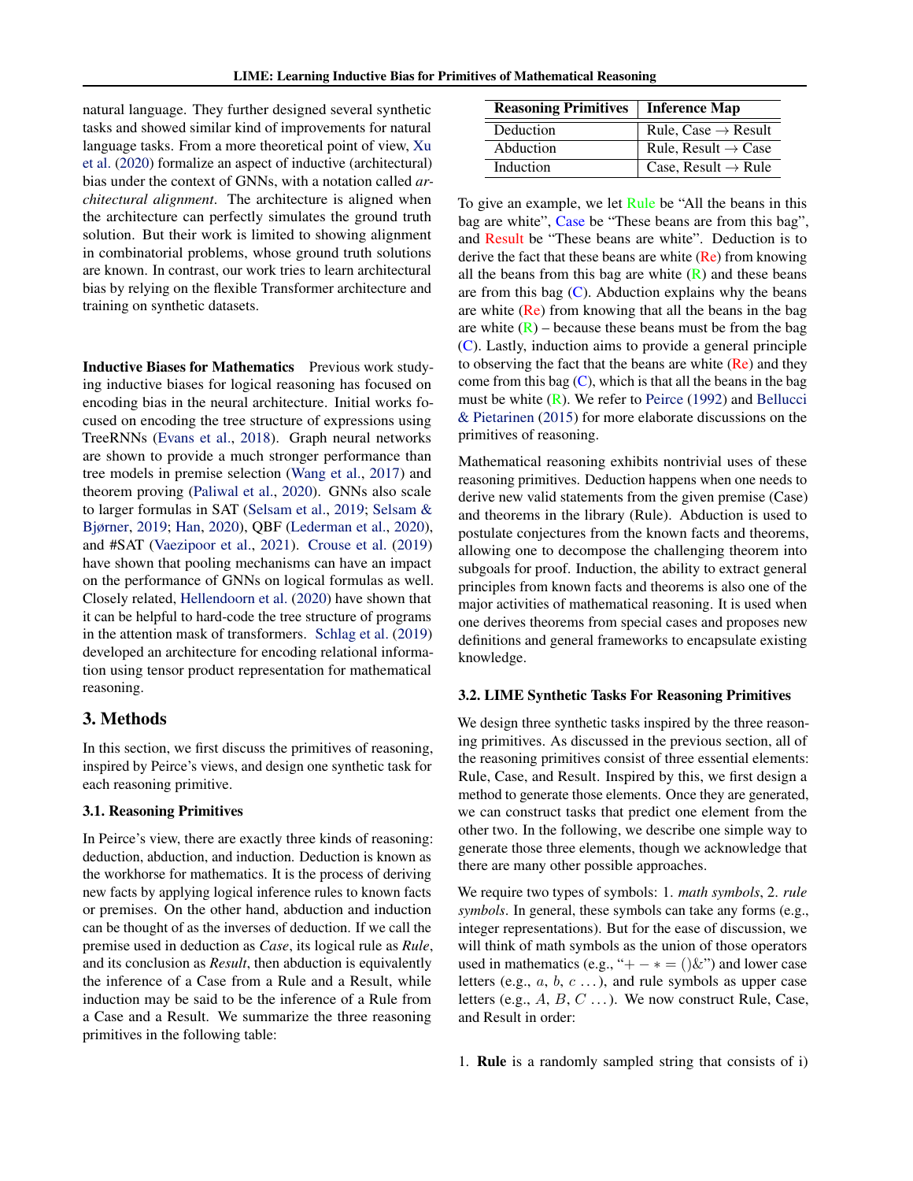natural language. They further designed several synthetic tasks and showed similar kind of improvements for natural language tasks. From a more theoretical point of view, Xu et al. (2020) formalize an aspect of inductive (architectural) bias under the context of GNNs, with a notation called *architectural alignment*. The architecture is aligned when the architecture can perfectly simulates the ground truth solution. But their work is limited to showing alignment in combinatorial problems, whose ground truth solutions are known. In contrast, our work tries to learn architectural bias by relying on the flexible Transformer architecture and training on synthetic datasets.

**Inductive Biases for Mathematics** Previous work studying inductive biases for logical reasoning has focused on encoding bias in the neural architecture. Initial works focused on encoding the tree structure of expressions using TreeRNNs (Evans et al., 2018). Graph neural networks are shown to provide a much stronger performance than tree models in premise selection (Wang et al., 2017) and theorem proving (Paliwal et al., 2020). GNNs also scale to larger formulas in SAT (Selsam et al., 2019; Selsam & Bjørner, 2019; Han, 2020), QBF (Lederman et al., 2020), and #SAT (Vaezipoor et al., 2021). Crouse et al. (2019) have shown that pooling mechanisms can have an impact on the performance of GNNs on logical formulas as well. Closely related, Hellendoorn et al. (2020) have shown that it can be helpful to hard-code the tree structure of programs in the attention mask of transformers. Schlag et al. (2019) developed an architecture for encoding relational information using tensor product representation for mathematical reasoning.

## 3. Methods

In this section, we first discuss the primitives of reasoning, inspired by Peirce's views, and design one synthetic task for each reasoning primitive.

### 3.1. Reasoning Primitives

In Peirce's view, there are exactly three kinds of reasoning: deduction, abduction, and induction. Deduction is known as the workhorse for mathematics. It is the process of deriving new facts by applying logical inference rules to known facts or premises. On the other hand, abduction and induction can be thought of as the inverses of deduction. If we call the premise used in deduction as *Case*, its logical rule as *Rule*, and its conclusion as *Result*, then abduction is equivalently the inference of a Case from a Rule and a Result, while induction may be said to be the inference of a Rule from a Case and a Result. We summarize the three reasoning primitives in the following table:

| Reasoning Primitives | Inference Map |
|---|---|
| Deduction | Rule, Case $\rightarrow$ Result |
| Abduction | Rule, Result $\rightarrow$ Case |
| Induction | Case, Result $\rightarrow$ Rule |

To give an example, we let Rule be "All the beans in this bag are white", Case be "These beans are from this bag", and Result be "These beans are white". Deduction is to derive the fact that these beans are white (Re) from knowing all the beans from this bag are white (R) and these beans are from this bag (C). Abduction explains why the beans are white (Re) from knowing that all the beans in the bag are white (R) – because these beans must be from the bag (C). Lastly, induction aims to provide a general principle to observing the fact that the beans are white (Re) and they come from this bag (C), which is that all the beans in the bag must be white (R). We refer to Peirce (1992) and Bellucci & Pietarinen (2015) for more elaborate discussions on the primitives of reasoning.

Mathematical reasoning exhibits nontrivial uses of these reasoning primitives. Deduction happens when one needs to derive new valid statements from the given premise (Case) and theorems in the library (Rule). Abduction is used to postulate conjectures from the known facts and theorems, allowing one to decompose the challenging theorem into subgoals for proof. Induction, the ability to extract general principles from known facts and theorems is also one of the major activities of mathematical reasoning. It is used when one derives theorems from special cases and proposes new definitions and general frameworks to encapsulate existing knowledge.

### 3.2. LIME Synthetic Tasks For Reasoning Primitives

We design three synthetic tasks inspired by the three reasoning primitives. As discussed in the previous section, all of the reasoning primitives consist of three essential elements: Rule, Case, and Result. Inspired by this, we first design a method to generate those elements. Once they are generated, we can construct tasks that predict one element from the other two. In the following, we describe one simple way to generate those three elements, though we acknowledge that there are many other possible approaches.

We require two types of symbols: 1. *math symbols*, 2. *rule symbols*. In general, these symbols can take any forms (e.g., integer representations). But for the ease of discussion, we will think of math symbols as the union of those operators used in mathematics (e.g., "$+ - * = ()\&$") and lower case letters (e.g., $a$, $b$, $c$ ...), and rule symbols as upper case letters (e.g., $A$, $B$, $C$ ...). We now construct Rule, Case, and Result in order:

1. **Rule** is a randomly sampled string that consists of i)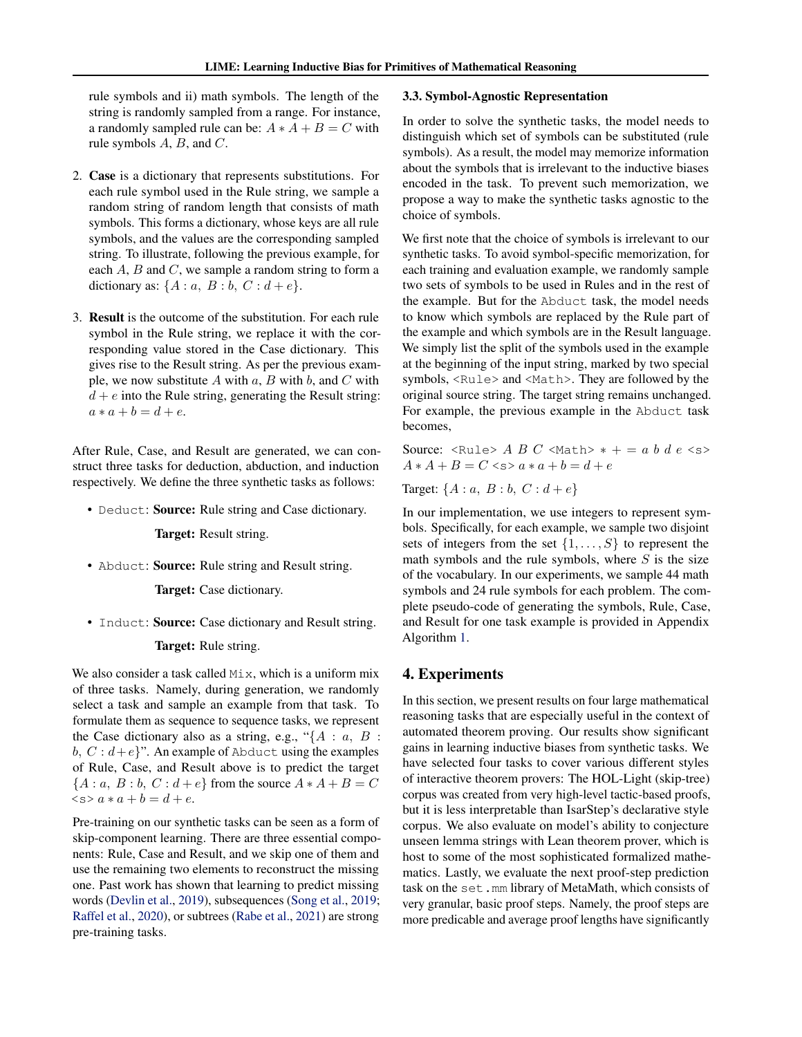rule symbols and ii) math symbols. The length of the string is randomly sampled from a range. For instance, a randomly sampled rule can be: $A * A + B = C$ with rule symbols $A$, $B$, and $C$.

2. **Case** is a dictionary that represents substitutions. For each rule symbol used in the Rule string, we sample a random string of random length that consists of math symbols. This forms a dictionary, whose keys are all rule symbols, and the values are the corresponding sampled string. To illustrate, following the previous example, for each $A$, $B$ and $C$, we sample a random string to form a dictionary as: $\{A : a,\ B : b,\ C : d + e\}$.

3. **Result** is the outcome of the substitution. For each rule symbol in the Rule string, we replace it with the corresponding value stored in the Case dictionary. This gives rise to the Result string. As per the previous example, we now substitute $A$ with $a$, $B$ with $b$, and $C$ with $d + e$ into the Rule string, generating the Result string: $a * a + b = d + e$.

After Rule, Case, and Result are generated, we can construct three tasks for deduction, abduction, and induction respectively. We define the three synthetic tasks as follows:

- `Deduct`: **Source:** Rule string and Case dictionary.
  **Target:** Result string.
- `Abduct`: **Source:** Rule string and Result string.
  **Target:** Case dictionary.
- `Induct`: **Source:** Case dictionary and Result string.
  **Target:** Rule string.

We also consider a task called `Mix`, which is a uniform mix of three tasks. Namely, during generation, we randomly select a task and sample an example from that task. To formulate them as sequence to sequence tasks, we represent the Case dictionary also as a string, e.g., "$\{A : a,\ B : b,\ C : d+e\}$". An example of `Abduct` using the examples of Rule, Case, and Result above is to predict the target $\{A : a,\ B : b,\ C : d + e\}$ from the source $A * A + B = C$ `<s>` $a * a + b = d + e$.

Pre-training on our synthetic tasks can be seen as a form of skip-component learning. There are three essential components: Rule, Case and Result, and we skip one of them and use the remaining two elements to reconstruct the missing one. Past work has shown that learning to predict missing words (Devlin et al., 2019), subsequences (Song et al., 2019; Raffel et al., 2020), or subtrees (Rabe et al., 2021) are strong pre-training tasks.

### 3.3. Symbol-Agnostic Representation

In order to solve the synthetic tasks, the model needs to distinguish which set of symbols can be substituted (rule symbols). As a result, the model may memorize information about the symbols that is irrelevant to the inductive biases encoded in the task. To prevent such memorization, we propose a way to make the synthetic tasks agnostic to the choice of symbols.

We first note that the choice of symbols is irrelevant to our synthetic tasks. To avoid symbol-specific memorization, for each training and evaluation example, we randomly sample two sets of symbols to be used in Rules and in the rest of the example. But for the `Abduct` task, the model needs to know which symbols are replaced by the Rule part of the example and which symbols are in the Result language. We simply list the split of the symbols used in the example at the beginning of the input string, marked by two special symbols, `<Rule>` and `<Math>`. They are followed by the original source string. The target string remains unchanged. For example, the previous example in the `Abduct` task becomes,

Source: `<Rule>` $A\ B\ C$ `<Math>` $* + = a\ b\ d\ e$ `<s>` $A * A + B = C$ `<s>` $a * a + b = d + e$

Target: $\{A : a,\ B : b,\ C : d + e\}$

In our implementation, we use integers to represent symbols. Specifically, for each example, we sample two disjoint sets of integers from the set $\{1, \ldots, S\}$ to represent the math symbols and the rule symbols, where $S$ is the size of the vocabulary. In our experiments, we sample 44 math symbols and 24 rule symbols for each problem. The complete pseudo-code of generating the symbols, Rule, Case, and Result for one task example is provided in Appendix Algorithm 1.

## 4. Experiments

In this section, we present results on four large mathematical reasoning tasks that are especially useful in the context of automated theorem proving. Our results show significant gains in learning inductive biases from synthetic tasks. We have selected four tasks to cover various different styles of interactive theorem provers: The HOL-Light (skip-tree) corpus was created from very high-level tactic-based proofs, but it is less interpretable than IsarStep's declarative style corpus. We also evaluate on model's ability to conjecture unseen lemma strings with Lean theorem prover, which is host to some of the most sophisticated formalized mathematics. Lastly, we evaluate the next proof-step prediction task on the `set.mm` library of MetaMath, which consists of very granular, basic proof steps. Namely, the proof steps are more predicable and average proof lengths have significantly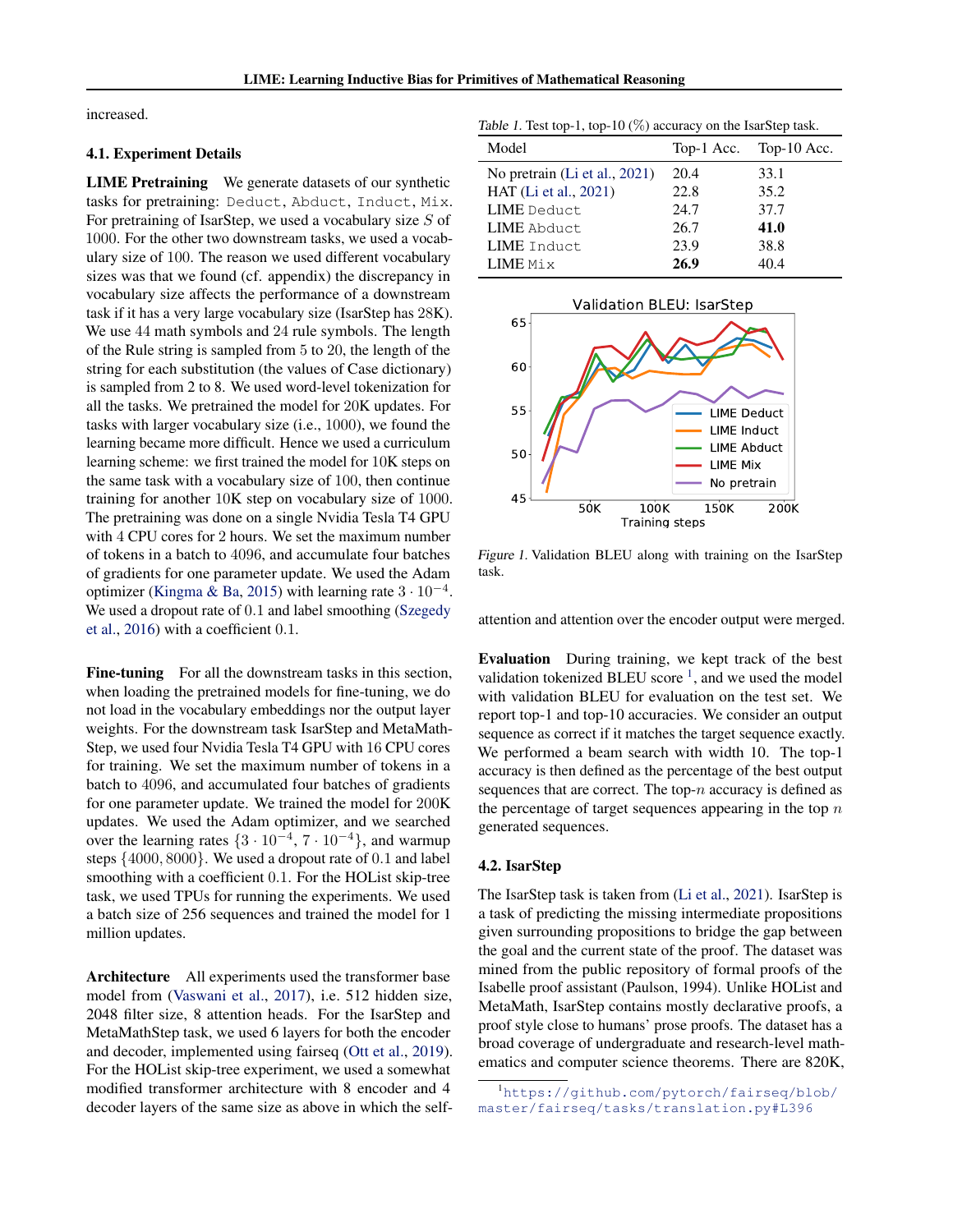increased.

### 4.1. Experiment Details

**LIME Pretraining** We generate datasets of our synthetic tasks for pretraining: `Deduct`, `Abduct`, `Induct`, `Mix`. For pretraining of IsarStep, we used a vocabulary size $S$ of 1000. For the other two downstream tasks, we used a vocabulary size of 100. The reason we used different vocabulary sizes was that we found (cf. appendix) the discrepancy in vocabulary size affects the performance of a downstream task if it has a very large vocabulary size (IsarStep has 28K). We use 44 math symbols and 24 rule symbols. The length of the Rule string is sampled from 5 to 20, the length of the string for each substitution (the values of Case dictionary) is sampled from 2 to 8. We used word-level tokenization for all the tasks. We pretrained the model for 20K updates. For tasks with larger vocabulary size (i.e., 1000), we found the learning became more difficult. Hence we used a curriculum learning scheme: we first trained the model for 10K steps on the same task with a vocabulary size of 100, then continue training for another 10K step on vocabulary size of 1000. The pretraining was done on a single Nvidia Tesla T4 GPU with 4 CPU cores for 2 hours. We set the maximum number of tokens in a batch to 4096, and accumulate four batches of gradients for one parameter update. We used the Adam optimizer (Kingma & Ba, 2015) with learning rate $3 \cdot 10^{-4}$. We used a dropout rate of 0.1 and label smoothing (Szegedy et al., 2016) with a coefficient 0.1.

**Fine-tuning** For all the downstream tasks in this section, when loading the pretrained models for fine-tuning, we do not load in the vocabulary embeddings nor the output layer weights. For the downstream task IsarStep and MetaMathStep, we used four Nvidia Tesla T4 GPU with 16 CPU cores for training. We set the maximum number of tokens in a batch to 4096, and accumulated four batches of gradients for one parameter update. We trained the model for 200K updates. We used the Adam optimizer, and we searched over the learning rates $\{3 \cdot 10^{-4}, 7 \cdot 10^{-4}\}$, and warmup steps $\{4000, 8000\}$. We used a dropout rate of 0.1 and label smoothing with a coefficient 0.1. For the HOList skip-tree task, we used TPUs for running the experiments. We used a batch size of 256 sequences and trained the model for 1 million updates.

**Architecture** All experiments used the transformer base model from (Vaswani et al., 2017), i.e. 512 hidden size, 2048 filter size, 8 attention heads. For the IsarStep and MetaMathStep task, we used 6 layers for both the encoder and decoder, implemented using fairseq (Ott et al., 2019). For the HOList skip-tree experiment, we used a somewhat modified transformer architecture with 8 encoder and 4 decoder layers of the same size as above in which the self-attention and attention over the encoder output were merged.

*Table 1.* Test top-1, top-10 (%) accuracy on the IsarStep task.

| Model | Top-1 Acc. | Top-10 Acc. |
|---|---|---|
| No pretrain (Li et al., 2021) | 20.4 | 33.1 |
| HAT (Li et al., 2021) | 22.8 | 35.2 |
| LIME `Deduct` | 24.7 | 37.7 |
| LIME `Abduct` | 26.7 | **41.0** |
| LIME `Induct` | 23.9 | 38.8 |
| LIME `Mix` | **26.9** | 40.4 |

*Figure 1.* Validation BLEU along with training on the IsarStep task.

**Evaluation** During training, we kept track of the best validation tokenized BLEU score [1], and we used the model with validation BLEU for evaluation on the test set. We report top-1 and top-10 accuracies. We consider an output sequence as correct if it matches the target sequence exactly. We performed a beam search with width 10. The top-1 accuracy is then defined as the percentage of the best output sequences that are correct. The top-$n$ accuracy is defined as the percentage of target sequences appearing in the top $n$ generated sequences.

### 4.2. IsarStep

The IsarStep task is taken from (Li et al., 2021). IsarStep is a task of predicting the missing intermediate propositions given surrounding propositions to bridge the gap between the goal and the current state of the proof. The dataset was mined from the public repository of formal proofs of the Isabelle proof assistant (Paulson, 1994). Unlike HOList and MetaMath, IsarStep contains mostly declarative proofs, a proof style close to humans' prose proofs. The dataset has a broad coverage of undergraduate and research-level mathematics and computer science theorems. There are 820K,

[1] https://github.com/pytorch/fairseq/blob/master/fairseq/tasks/translation.py#L396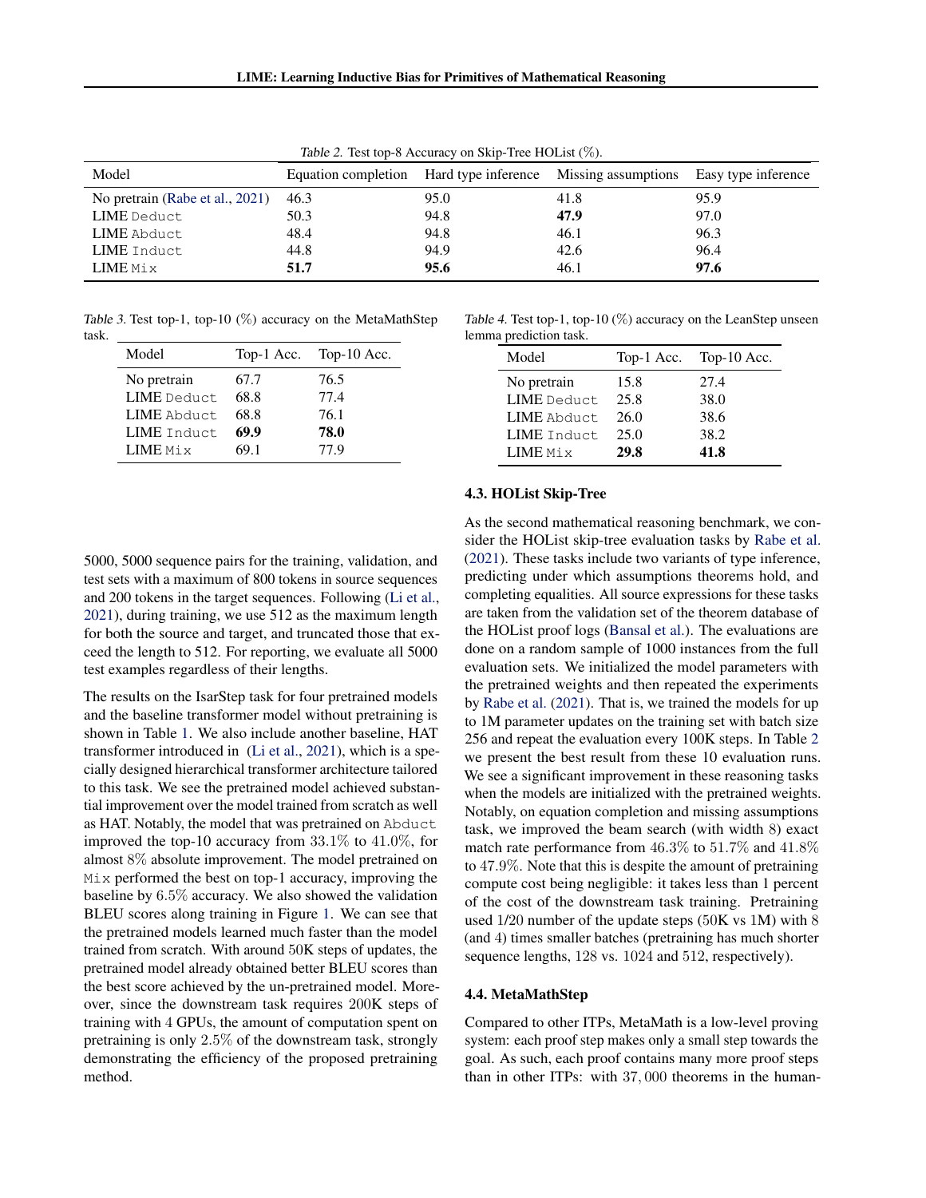Table 2. Test top-8 Accuracy on Skip-Tree HOList (%).

| Model | Equation completion | Hard type inference | Missing assumptions | Easy type inference |
|---|---|---|---|---|
| No pretrain (Rabe et al., 2021) | 46.3 | 95.0 | 41.8 | 95.9 |
| LIME `Deduct` | 50.3 | 94.8 | **47.9** | 97.0 |
| LIME `Abduct` | 48.4 | 94.8 | 46.1 | 96.3 |
| LIME `Induct` | 44.8 | 94.9 | 42.6 | 96.4 |
| LIME `Mix` | **51.7** | **95.6** | 46.1 | **97.6** |

Table 3. Test top-1, top-10 (%) accuracy on the MetaMathStep task.

| Model | Top-1 Acc. | Top-10 Acc. |
|---|---|---|
| No pretrain | 67.7 | 76.5 |
| LIME `Deduct` | 68.8 | 77.4 |
| LIME `Abduct` | 68.8 | 76.1 |
| LIME `Induct` | **69.9** | **78.0** |
| LIME `Mix` | 69.1 | 77.9 |

5000, 5000 sequence pairs for the training, validation, and test sets with a maximum of 800 tokens in source sequences and 200 tokens in the target sequences. Following (Li et al., 2021), during training, we use 512 as the maximum length for both the source and target, and truncated those that exceed the length to 512. For reporting, we evaluate all 5000 test examples regardless of their lengths.

The results on the IsarStep task for four pretrained models and the baseline transformer model without pretraining is shown in Table 1. We also include another baseline, HAT transformer introduced in (Li et al., 2021), which is a specially designed hierarchical transformer architecture tailored to this task. We see the pretrained model achieved substantial improvement over the model trained from scratch as well as HAT. Notably, the model that was pretrained on `Abduct` improved the top-10 accuracy from $33.1\%$ to $41.0\%$, for almost $8\%$ absolute improvement. The model pretrained on `Mix` performed the best on top-1 accuracy, improving the baseline by $6.5\%$ accuracy. We also showed the validation BLEU scores along training in Figure 1. We can see that the pretrained models learned much faster than the model trained from scratch. With around $50$K steps of updates, the pretrained model already obtained better BLEU scores than the best score achieved by the un-pretrained model. Moreover, since the downstream task requires $200$K steps of training with $4$ GPUs, the amount of computation spent on pretraining is only $2.5\%$ of the downstream task, strongly demonstrating the efficiency of the proposed pretraining method.

Table 4. Test top-1, top-10 (%) accuracy on the LeanStep unseen lemma prediction task.

| Model | Top-1 Acc. | Top-10 Acc. |
|---|---|---|
| No pretrain | 15.8 | 27.4 |
| LIME `Deduct` | 25.8 | 38.0 |
| LIME `Abduct` | 26.0 | 38.6 |
| LIME `Induct` | 25.0 | 38.2 |
| LIME `Mix` | **29.8** | **41.8** |

### 4.3. HOList Skip-Tree

As the second mathematical reasoning benchmark, we consider the HOList skip-tree evaluation tasks by Rabe et al. (2021). These tasks include two variants of type inference, predicting under which assumptions theorems hold, and completing equalities. All source expressions for these tasks are taken from the validation set of the theorem database of the HOList proof logs (Bansal et al.). The evaluations are done on a random sample of 1000 instances from the full evaluation sets. We initialized the model parameters with the pretrained weights and then repeated the experiments by Rabe et al. (2021). That is, we trained the models for up to 1M parameter updates on the training set with batch size 256 and repeat the evaluation every 100K steps. In Table 2 we present the best result from these 10 evaluation runs. We see a significant improvement in these reasoning tasks when the models are initialized with the pretrained weights. Notably, on equation completion and missing assumptions task, we improved the beam search (with width $8$) exact match rate performance from $46.3\%$ to $51.7\%$ and $41.8\%$ to $47.9\%$. Note that this is despite the amount of pretraining compute cost being negligible: it takes less than 1 percent of the cost of the downstream task training. Pretraining used 1/20 number of the update steps ($50$K vs 1M) with $8$ (and 4) times smaller batches (pretraining has much shorter sequence lengths, 128 vs. 1024 and 512, respectively).

### 4.4. MetaMathStep

Compared to other ITPs, MetaMath is a low-level proving system: each proof step makes only a small step towards the goal. As such, each proof contains many more proof steps than in other ITPs: with $37,000$ theorems in the human-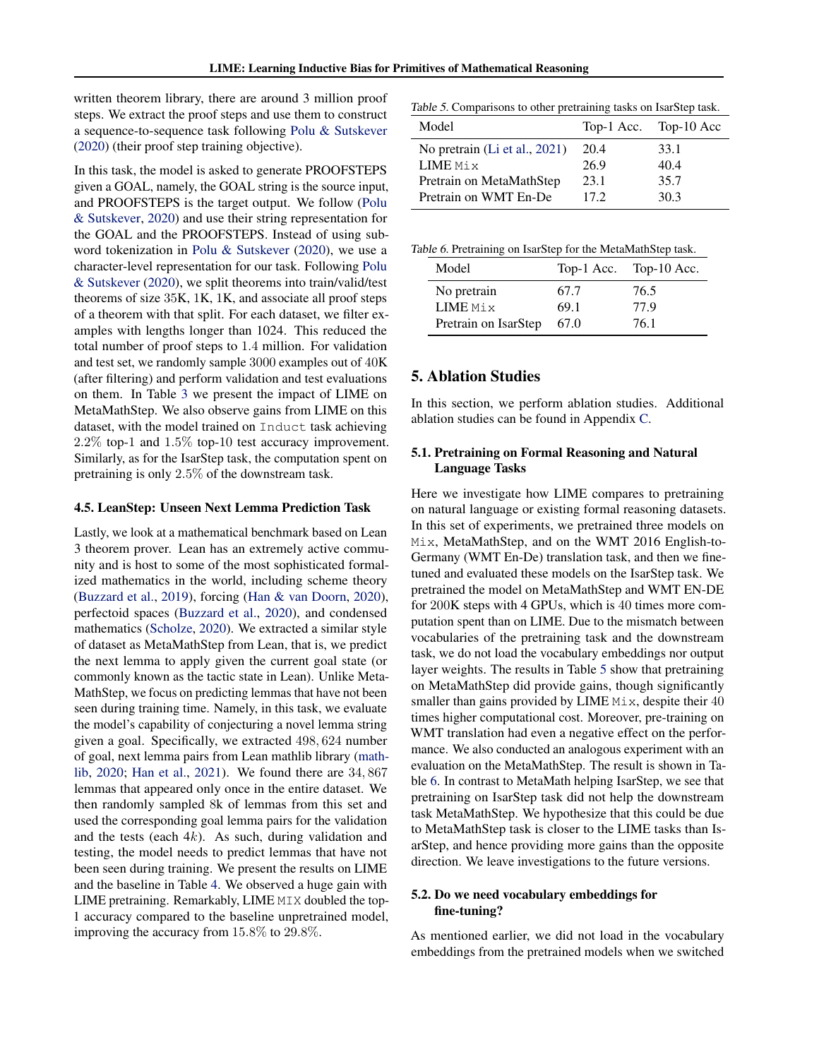written theorem library, there are around 3 million proof steps. We extract the proof steps and use them to construct a sequence-to-sequence task following Polu & Sutskever (2020) (their proof step training objective).

In this task, the model is asked to generate PROOFSTEPS given a GOAL, namely, the GOAL string is the source input, and PROOFSTEPS is the target output. We follow (Polu & Sutskever, 2020) and use their string representation for the GOAL and the PROOFSTEPS. Instead of using subword tokenization in Polu & Sutskever (2020), we use a character-level representation for our task. Following Polu & Sutskever (2020), we split theorems into train/valid/test theorems of size 35K, 1K, 1K, and associate all proof steps of a theorem with that split. For each dataset, we filter examples with lengths longer than 1024. This reduced the total number of proof steps to $1.4$ million. For validation and test set, we randomly sample 3000 examples out of $40$K (after filtering) and perform validation and test evaluations on them. In Table 3 we present the impact of LIME on MetaMathStep. We also observe gains from LIME on this dataset, with the model trained on `Induct` task achieving $2.2\%$ top-1 and $1.5\%$ top-10 test accuracy improvement. Similarly, as for the IsarStep task, the computation spent on pretraining is only $2.5\%$ of the downstream task.

### 4.5. LeanStep: Unseen Next Lemma Prediction Task

Lastly, we look at a mathematical benchmark based on Lean 3 theorem prover. Lean has an extremely active community and is host to some of the most sophisticated formalized mathematics in the world, including scheme theory (Buzzard et al., 2019), forcing (Han & van Doorn, 2020), perfectoid spaces (Buzzard et al., 2020), and condensed mathematics (Scholze, 2020). We extracted a similar style of dataset as MetaMathStep from Lean, that is, we predict the next lemma to apply given the current goal state (or commonly known as the tactic state in Lean). Unlike MetaMathStep, we focus on predicting lemmas that have not been seen during training time. Namely, in this task, we evaluate the model's capability of conjecturing a novel lemma string given a goal. Specifically, we extracted $498,624$ number of goal, next lemma pairs from Lean mathlib library (mathlib, 2020; Han et al., 2021). We found there are $34,867$ lemmas that appeared only once in the entire dataset. We then randomly sampled 8k of lemmas from this set and used the corresponding goal lemma pairs for the validation and the tests (each $4k$). As such, during validation and testing, the model needs to predict lemmas that have not been seen during training. We present the results on LIME and the baseline in Table 4. We observed a huge gain with LIME pretraining. Remarkably, LIME `MIX` doubled the top-1 accuracy compared to the baseline unpretrained model, improving the accuracy from $15.8\%$ to $29.8\%$.

*Table 5.* Comparisons to other pretraining tasks on IsarStep task.

| Model | Top-1 Acc. | Top-10 Acc |
|---|---|---|
| No pretrain (Li et al., 2021) | 20.4 | 33.1 |
| LIME `Mix` | 26.9 | 40.4 |
| Pretrain on MetaMathStep | 23.1 | 35.7 |
| Pretrain on WMT En-De | 17.2 | 30.3 |

*Table 6.* Pretraining on IsarStep for the MetaMathStep task.

| Model | Top-1 Acc. | Top-10 Acc. |
|---|---|---|
| No pretrain | 67.7 | 76.5 |
| LIME `Mix` | 69.1 | 77.9 |
| Pretrain on IsarStep | 67.0 | 76.1 |

## 5. Ablation Studies

In this section, we perform ablation studies. Additional ablation studies can be found in Appendix C.

### 5.1. Pretraining on Formal Reasoning and Natural Language Tasks

Here we investigate how LIME compares to pretraining on natural language or existing formal reasoning datasets. In this set of experiments, we pretrained three models on `Mix`, MetaMathStep, and on the WMT 2016 English-to-Germany (WMT En-De) translation task, and then we fine-tuned and evaluated these models on the IsarStep task. We pretrained the model on MetaMathStep and WMT EN-DE for $200$K steps with 4 GPUs, which is $40$ times more computation spent than on LIME. Due to the mismatch between vocabularies of the pretraining task and the downstream task, we do not load the vocabulary embeddings nor output layer weights. The results in Table 5 show that pretraining on MetaMathStep did provide gains, though significantly smaller than gains provided by LIME `Mix`, despite their $40$ times higher computational cost. Moreover, pre-training on WMT translation had even a negative effect on the performance. We also conducted an analogous experiment with an evaluation on the MetaMathStep. The result is shown in Table 6. In contrast to MetaMath helping IsarStep, we see that pretraining on IsarStep task did not help the downstream task MetaMathStep. We hypothesize that this could be due to MetaMathStep task is closer to the LIME tasks than IsarStep, and hence providing more gains than the opposite direction. We leave investigations to the future versions.

### 5.2. Do we need vocabulary embeddings for fine-tuning?

As mentioned earlier, we did not load in the vocabulary embeddings from the pretrained models when we switched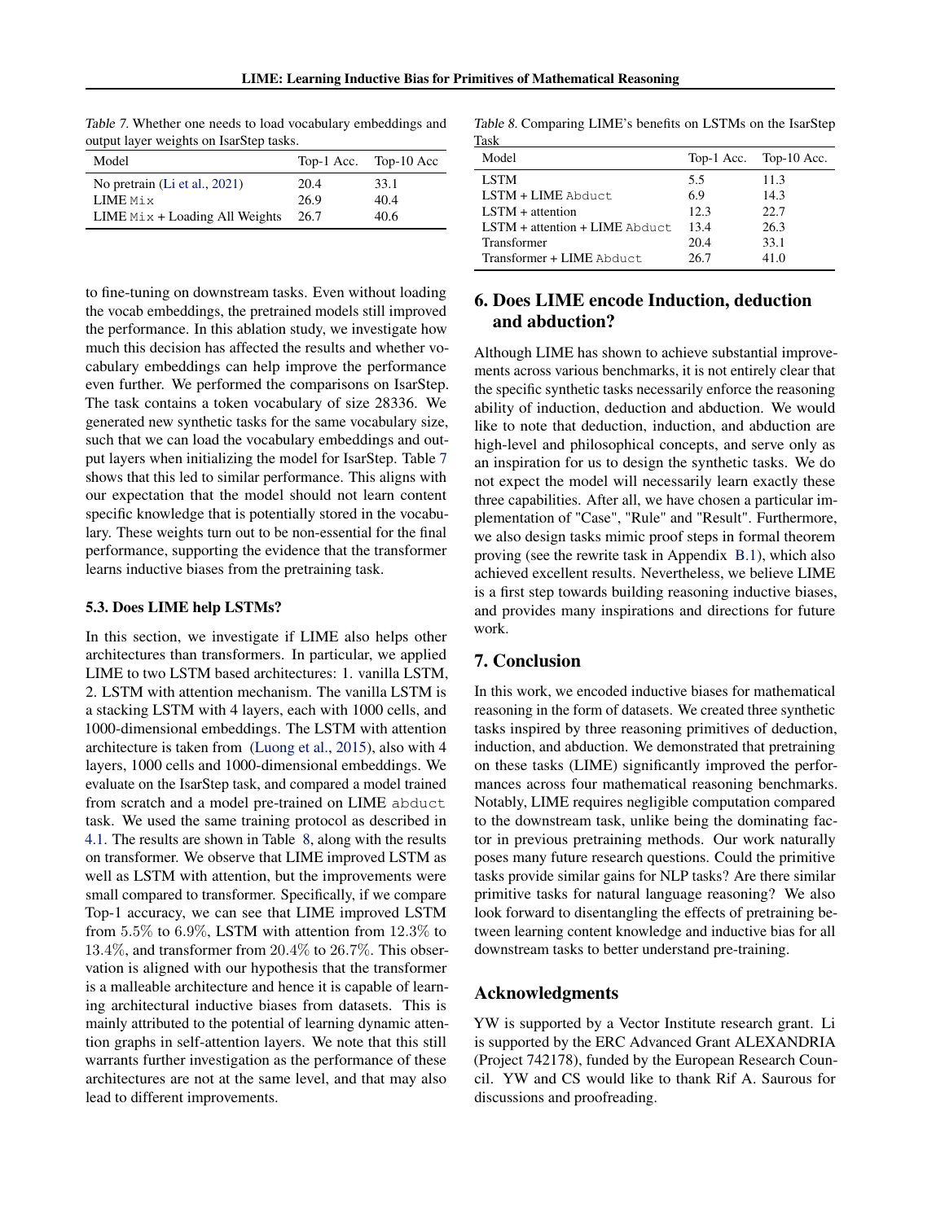Table 7. Whether one needs to load vocabulary embeddings and output layer weights on IsarStep tasks.

| Model | Top-1 Acc. | Top-10 Acc |
|---|---|---|
| No pretrain (Li et al., 2021) | 20.4 | 33.1 |
| LIME `Mix` | 26.9 | 40.4 |
| LIME `Mix` + Loading All Weights | 26.7 | 40.6 |

to fine-tuning on downstream tasks. Even without loading the vocab embeddings, the pretrained models still improved the performance. In this ablation study, we investigate how much this decision has affected the results and whether vocabulary embeddings can help improve the performance even further. We performed the comparisons on IsarStep. The task contains a token vocabulary of size 28336. We generated new synthetic tasks for the same vocabulary size, such that we can load the vocabulary embeddings and output layers when initializing the model for IsarStep. Table 7 shows that this led to similar performance. This aligns with our expectation that the model should not learn content specific knowledge that is potentially stored in the vocabulary. These weights turn out to be non-essential for the final performance, supporting the evidence that the transformer learns inductive biases from the pretraining task.

### 5.3. Does LIME help LSTMs?

In this section, we investigate if LIME also helps other architectures than transformers. In particular, we applied LIME to two LSTM based architectures: 1. vanilla LSTM, 2. LSTM with attention mechanism. The vanilla LSTM is a stacking LSTM with 4 layers, each with 1000 cells, and 1000-dimensional embeddings. The LSTM with attention architecture is taken from (Luong et al., 2015), also with 4 layers, 1000 cells and 1000-dimensional embeddings. We evaluate on the IsarStep task, and compared a model trained from scratch and a model pre-trained on LIME `abduct` task. We used the same training protocol as described in 4.1. The results are shown in Table 8, along with the results on transformer. We observe that LIME improved LSTM as well as LSTM with attention, but the improvements were small compared to transformer. Specifically, if we compare Top-1 accuracy, we can see that LIME improved LSTM from $5.5\%$ to $6.9\%$, LSTM with attention from $12.3\%$ to $13.4\%$, and transformer from $20.4\%$ to $26.7\%$. This observation is aligned with our hypothesis that the transformer is a malleable architecture and hence it is capable of learning architectural inductive biases from datasets. This is mainly attributed to the potential of learning dynamic attention graphs in self-attention layers. We note that this still warrants further investigation as the performance of these architectures are not at the same level, and that may also lead to different improvements.

Table 8. Comparing LIME's benefits on LSTMs on the IsarStep Task

| Model | Top-1 Acc. | Top-10 Acc. |
|---|---|---|
| LSTM | 5.5 | 11.3 |
| LSTM + LIME `Abduct` | 6.9 | 14.3 |
| LSTM + attention | 12.3 | 22.7 |
| LSTM + attention + LIME `Abduct` | 13.4 | 26.3 |
| Transformer | 20.4 | 33.1 |
| Transformer + LIME `Abduct` | 26.7 | 41.0 |

## 6. Does LIME encode Induction, deduction and abduction?

Although LIME has shown to achieve substantial improvements across various benchmarks, it is not entirely clear that the specific synthetic tasks necessarily enforce the reasoning ability of induction, deduction and abduction. We would like to note that deduction, induction, and abduction are high-level and philosophical concepts, and serve only as an inspiration for us to design the synthetic tasks. We do not expect the model will necessarily learn exactly these three capabilities. After all, we have chosen a particular implementation of "Case", "Rule" and "Result". Furthermore, we also design tasks mimic proof steps in formal theorem proving (see the rewrite task in Appendix B.1), which also achieved excellent results. Nevertheless, we believe LIME is a first step towards building reasoning inductive biases, and provides many inspirations and directions for future work.

## 7. Conclusion

In this work, we encoded inductive biases for mathematical reasoning in the form of datasets. We created three synthetic tasks inspired by three reasoning primitives of deduction, induction, and abduction. We demonstrated that pretraining on these tasks (LIME) significantly improved the performances across four mathematical reasoning benchmarks. Notably, LIME requires negligible computation compared to the downstream task, unlike being the dominating factor in previous pretraining methods. Our work naturally poses many future research questions. Could the primitive tasks provide similar gains for NLP tasks? Are there similar primitive tasks for natural language reasoning? We also look forward to disentangling the effects of pretraining between learning content knowledge and inductive bias for all downstream tasks to better understand pre-training.

## Acknowledgments

YW is supported by a Vector Institute research grant. Li is supported by the ERC Advanced Grant ALEXANDRIA (Project 742178), funded by the European Research Council. YW and CS would like to thank Rif A. Saurous for discussions and proofreading.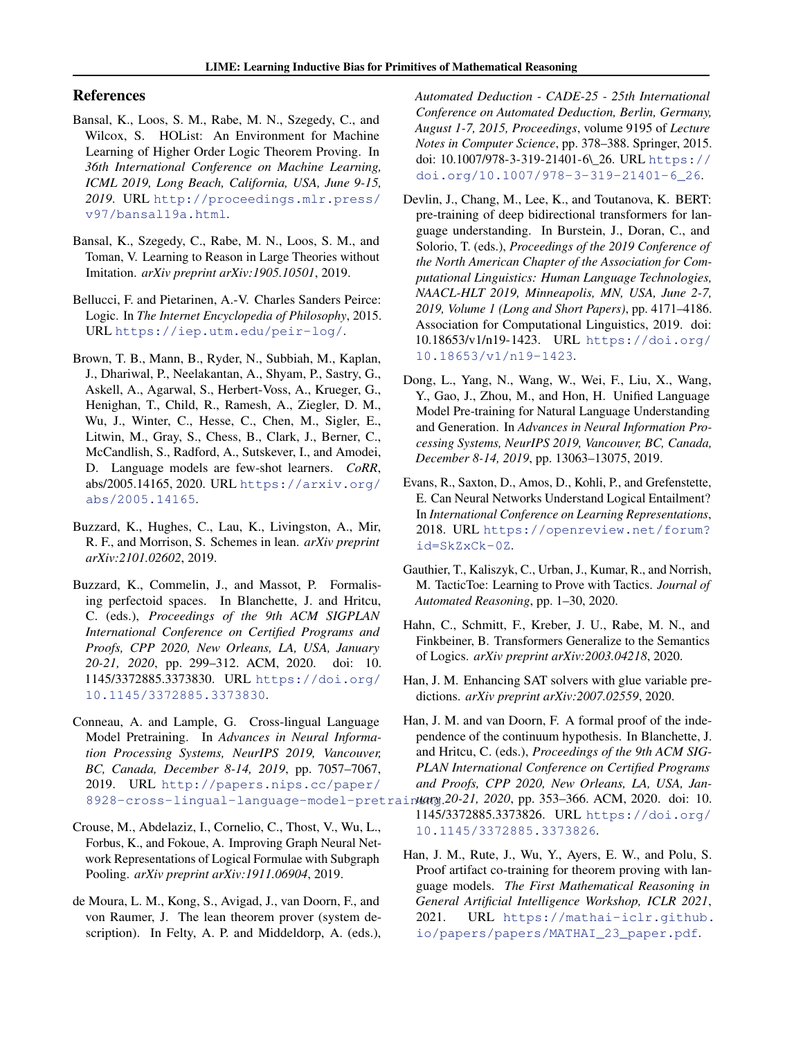## References

Bansal, K., Loos, S. M., Rabe, M. N., Szegedy, C., and Wilcox, S. HOList: An Environment for Machine Learning of Higher Order Logic Theorem Proving. In *36th International Conference on Machine Learning, ICML 2019, Long Beach, California, USA, June 9-15, 2019*. URL http://proceedings.mlr.press/v97/bansal19a.html.

Bansal, K., Szegedy, C., Rabe, M. N., Loos, S. M., and Toman, V. Learning to Reason in Large Theories without Imitation. *arXiv preprint arXiv:1905.10501*, 2019.

Bellucci, F. and Pietarinen, A.-V. Charles Sanders Peirce: Logic. In *The Internet Encyclopedia of Philosophy*, 2015. URL https://iep.utm.edu/peir-log/.

Brown, T. B., Mann, B., Ryder, N., Subbiah, M., Kaplan, J., Dhariwal, P., Neelakantan, A., Shyam, P., Sastry, G., Askell, A., Agarwal, S., Herbert-Voss, A., Krueger, G., Henighan, T., Child, R., Ramesh, A., Ziegler, D. M., Wu, J., Winter, C., Hesse, C., Chen, M., Sigler, E., Litwin, M., Gray, S., Chess, B., Clark, J., Berner, C., McCandlish, S., Radford, A., Sutskever, I., and Amodei, D. Language models are few-shot learners. *CoRR*, abs/2005.14165, 2020. URL https://arxiv.org/abs/2005.14165.

Buzzard, K., Hughes, C., Lau, K., Livingston, A., Mir, R. F., and Morrison, S. Schemes in lean. *arXiv preprint arXiv:2101.02602*, 2019.

Buzzard, K., Commelin, J., and Massot, P. Formalising perfectoid spaces. In Blanchette, J. and Hritcu, C. (eds.), *Proceedings of the 9th ACM SIGPLAN International Conference on Certified Programs and Proofs, CPP 2020, New Orleans, LA, USA, January 20-21, 2020*, pp. 299–312. ACM, 2020. doi: 10.1145/3372885.3373830. URL https://doi.org/10.1145/3372885.3373830.

Conneau, A. and Lample, G. Cross-lingual Language Model Pretraining. In *Advances in Neural Information Processing Systems, NeurIPS 2019, Vancouver, BC, Canada, December 8-14, 2019*, pp. 7057–7067, 2019. URL http://papers.nips.cc/paper/8928-cross-lingual-language-model-pretraining.

Crouse, M., Abdelaziz, I., Cornelio, C., Thost, V., Wu, L., Forbus, K., and Fokoue, A. Improving Graph Neural Network Representations of Logical Formulae with Subgraph Pooling. *arXiv preprint arXiv:1911.06904*, 2019.

de Moura, L. M., Kong, S., Avigad, J., van Doorn, F., and von Raumer, J. The lean theorem prover (system description). In Felty, A. P. and Middeldorp, A. (eds.), *Automated Deduction - CADE-25 - 25th International Conference on Automated Deduction, Berlin, Germany, August 1-7, 2015, Proceedings*, volume 9195 of *Lecture Notes in Computer Science*, pp. 378–388. Springer, 2015. doi: 10.1007/978-3-319-21401-6_26. URL https://doi.org/10.1007/978-3-319-21401-6_26.

Devlin, J., Chang, M., Lee, K., and Toutanova, K. BERT: pre-training of deep bidirectional transformers for language understanding. In Burstein, J., Doran, C., and Solorio, T. (eds.), *Proceedings of the 2019 Conference of the North American Chapter of the Association for Computational Linguistics: Human Language Technologies, NAACL-HLT 2019, Minneapolis, MN, USA, June 2-7, 2019, Volume 1 (Long and Short Papers)*, pp. 4171–4186. Association for Computational Linguistics, 2019. doi: 10.18653/v1/n19-1423. URL https://doi.org/10.18653/v1/n19-1423.

Dong, L., Yang, N., Wang, W., Wei, F., Liu, X., Wang, Y., Gao, J., Zhou, M., and Hon, H. Unified Language Model Pre-training for Natural Language Understanding and Generation. In *Advances in Neural Information Processing Systems, NeurIPS 2019, Vancouver, BC, Canada, December 8-14, 2019*, pp. 13063–13075, 2019.

Evans, R., Saxton, D., Amos, D., Kohli, P., and Grefenstette, E. Can Neural Networks Understand Logical Entailment? In *International Conference on Learning Representations*, 2018. URL https://openreview.net/forum?id=SkZxCk-0Z.

Gauthier, T., Kaliszyk, C., Urban, J., Kumar, R., and Norrish, M. TacticToe: Learning to Prove with Tactics. *Journal of Automated Reasoning*, pp. 1–30, 2020.

Hahn, C., Schmitt, F., Kreber, J. U., Rabe, M. N., and Finkbeiner, B. Transformers Generalize to the Semantics of Logics. *arXiv preprint arXiv:2003.04218*, 2020.

Han, J. M. Enhancing SAT solvers with glue variable predictions. *arXiv preprint arXiv:2007.02559*, 2020.

Han, J. M. and van Doorn, F. A formal proof of the independence of the continuum hypothesis. In Blanchette, J. and Hritcu, C. (eds.), *Proceedings of the 9th ACM SIGPLAN International Conference on Certified Programs and Proofs, CPP 2020, New Orleans, LA, USA, January 20-21, 2020*, pp. 353–366. ACM, 2020. doi: 10.1145/3372885.3373826. URL https://doi.org/10.1145/3372885.3373826.

Han, J. M., Rute, J., Wu, Y., Ayers, E. W., and Polu, S. Proof artifact co-training for theorem proving with language models. *The First Mathematical Reasoning in General Artificial Intelligence Workshop, ICLR 2021*, 2021. URL https://mathai-iclr.github.io/papers/papers/MATHAI_23_paper.pdf.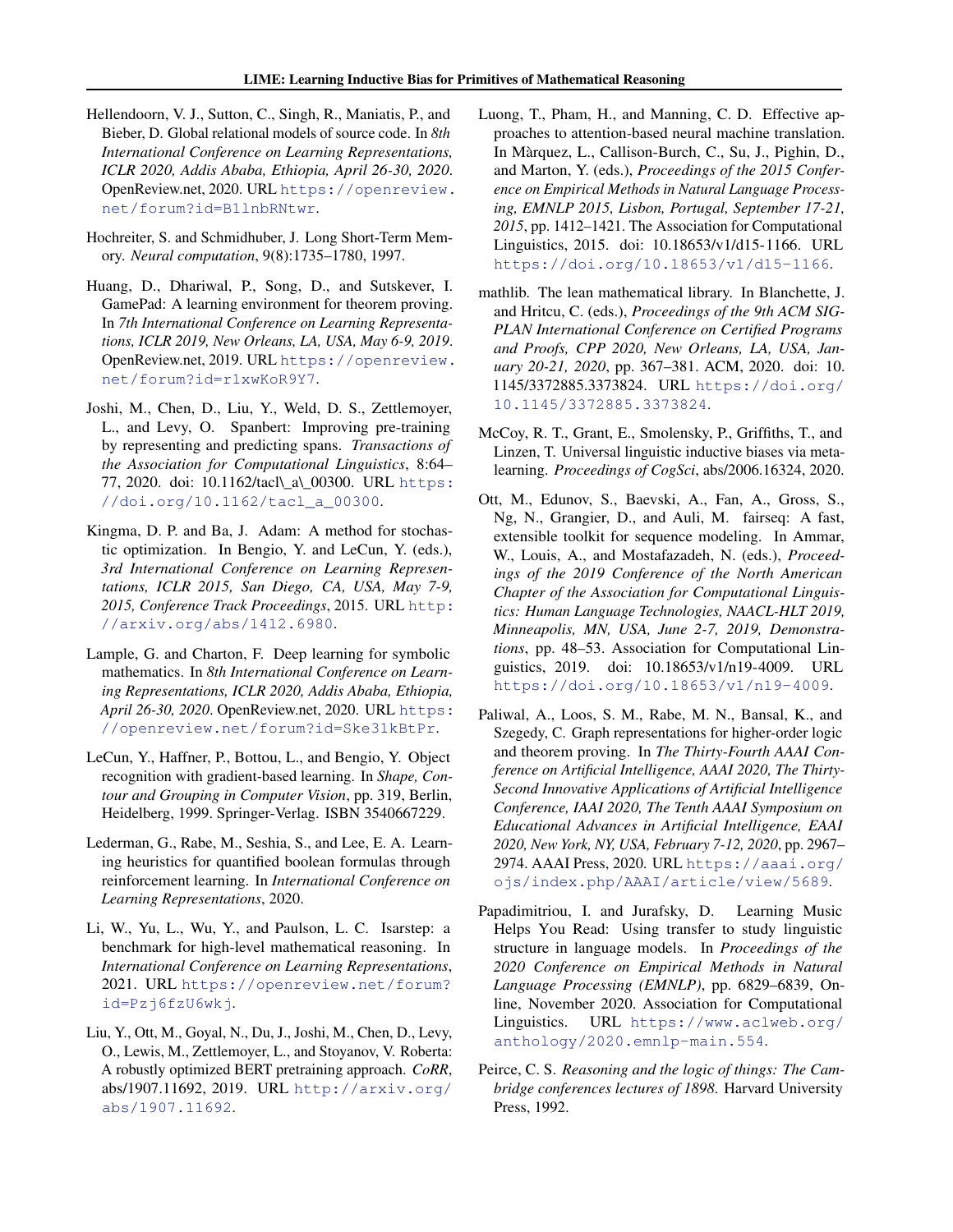Hellendoorn, V. J., Sutton, C., Singh, R., Maniatis, P., and Bieber, D. Global relational models of source code. In *8th International Conference on Learning Representations, ICLR 2020, Addis Ababa, Ethiopia, April 26-30, 2020*. OpenReview.net, 2020. URL https://openreview.net/forum?id=B1lnbRNtwr.

Hochreiter, S. and Schmidhuber, J. Long Short-Term Memory. *Neural computation*, 9(8):1735–1780, 1997.

Huang, D., Dhariwal, P., Song, D., and Sutskever, I. GamePad: A learning environment for theorem proving. In *7th International Conference on Learning Representations, ICLR 2019, New Orleans, LA, USA, May 6-9, 2019*. OpenReview.net, 2019. URL https://openreview.net/forum?id=r1xwKoR9Y7.

Joshi, M., Chen, D., Liu, Y., Weld, D. S., Zettlemoyer, L., and Levy, O. Spanbert: Improving pre-training by representing and predicting spans. *Transactions of the Association for Computational Linguistics*, 8:64–77, 2020. doi: 10.1162/tacl\_a\_00300. URL https://doi.org/10.1162/tacl_a_00300.

Kingma, D. P. and Ba, J. Adam: A method for stochastic optimization. In Bengio, Y. and LeCun, Y. (eds.), *3rd International Conference on Learning Representations, ICLR 2015, San Diego, CA, USA, May 7-9, 2015, Conference Track Proceedings*, 2015. URL http://arxiv.org/abs/1412.6980.

Lample, G. and Charton, F. Deep learning for symbolic mathematics. In *8th International Conference on Learning Representations, ICLR 2020, Addis Ababa, Ethiopia, April 26-30, 2020*. OpenReview.net, 2020. URL https://openreview.net/forum?id=Ske31kBtPr.

LeCun, Y., Haffner, P., Bottou, L., and Bengio, Y. Object recognition with gradient-based learning. In *Shape, Contour and Grouping in Computer Vision*, pp. 319, Berlin, Heidelberg, 1999. Springer-Verlag. ISBN 3540667229.

Lederman, G., Rabe, M., Seshia, S., and Lee, E. A. Learning heuristics for quantified boolean formulas through reinforcement learning. In *International Conference on Learning Representations*, 2020.

Li, W., Yu, L., Wu, Y., and Paulson, L. C. Isarstep: a benchmark for high-level mathematical reasoning. In *International Conference on Learning Representations*, 2021. URL https://openreview.net/forum?id=Pzj6fzU6wkj.

Liu, Y., Ott, M., Goyal, N., Du, J., Joshi, M., Chen, D., Levy, O., Lewis, M., Zettlemoyer, L., and Stoyanov, V. Roberta: A robustly optimized BERT pretraining approach. *CoRR*, abs/1907.11692, 2019. URL http://arxiv.org/abs/1907.11692.

Luong, T., Pham, H., and Manning, C. D. Effective approaches to attention-based neural machine translation. In Màrquez, L., Callison-Burch, C., Su, J., Pighin, D., and Marton, Y. (eds.), *Proceedings of the 2015 Conference on Empirical Methods in Natural Language Processing, EMNLP 2015, Lisbon, Portugal, September 17-21, 2015*, pp. 1412–1421. The Association for Computational Linguistics, 2015. doi: 10.18653/v1/d15-1166. URL https://doi.org/10.18653/v1/d15-1166.

mathlib. The lean mathematical library. In Blanchette, J. and Hritcu, C. (eds.), *Proceedings of the 9th ACM SIGPLAN International Conference on Certified Programs and Proofs, CPP 2020, New Orleans, LA, USA, January 20-21, 2020*, pp. 367–381. ACM, 2020. doi: 10.1145/3372885.3373824. URL https://doi.org/10.1145/3372885.3373824.

McCoy, R. T., Grant, E., Smolensky, P., Griffiths, T., and Linzen, T. Universal linguistic inductive biases via meta-learning. *Proceedings of CogSci*, abs/2006.16324, 2020.

Ott, M., Edunov, S., Baevski, A., Fan, A., Gross, S., Ng, N., Grangier, D., and Auli, M. fairseq: A fast, extensible toolkit for sequence modeling. In Ammar, W., Louis, A., and Mostafazadeh, N. (eds.), *Proceedings of the 2019 Conference of the North American Chapter of the Association for Computational Linguistics: Human Language Technologies, NAACL-HLT 2019, Minneapolis, MN, USA, June 2-7, 2019, Demonstrations*, pp. 48–53. Association for Computational Linguistics, 2019. doi: 10.18653/v1/n19-4009. URL https://doi.org/10.18653/v1/n19-4009.

Paliwal, A., Loos, S. M., Rabe, M. N., Bansal, K., and Szegedy, C. Graph representations for higher-order logic and theorem proving. In *The Thirty-Fourth AAAI Conference on Artificial Intelligence, AAAI 2020, The Thirty-Second Innovative Applications of Artificial Intelligence Conference, IAAI 2020, The Tenth AAAI Symposium on Educational Advances in Artificial Intelligence, EAAI 2020, New York, NY, USA, February 7-12, 2020*, pp. 2967–2974. AAAI Press, 2020. URL https://aaai.org/ojs/index.php/AAAI/article/view/5689.

Papadimitriou, I. and Jurafsky, D. Learning Music Helps You Read: Using transfer to study linguistic structure in language models. In *Proceedings of the 2020 Conference on Empirical Methods in Natural Language Processing (EMNLP)*, pp. 6829–6839, Online, November 2020. Association for Computational Linguistics. URL https://www.aclweb.org/anthology/2020.emnlp-main.554.

Peirce, C. S. *Reasoning and the logic of things: The Cambridge conferences lectures of 1898.* Harvard University Press, 1992.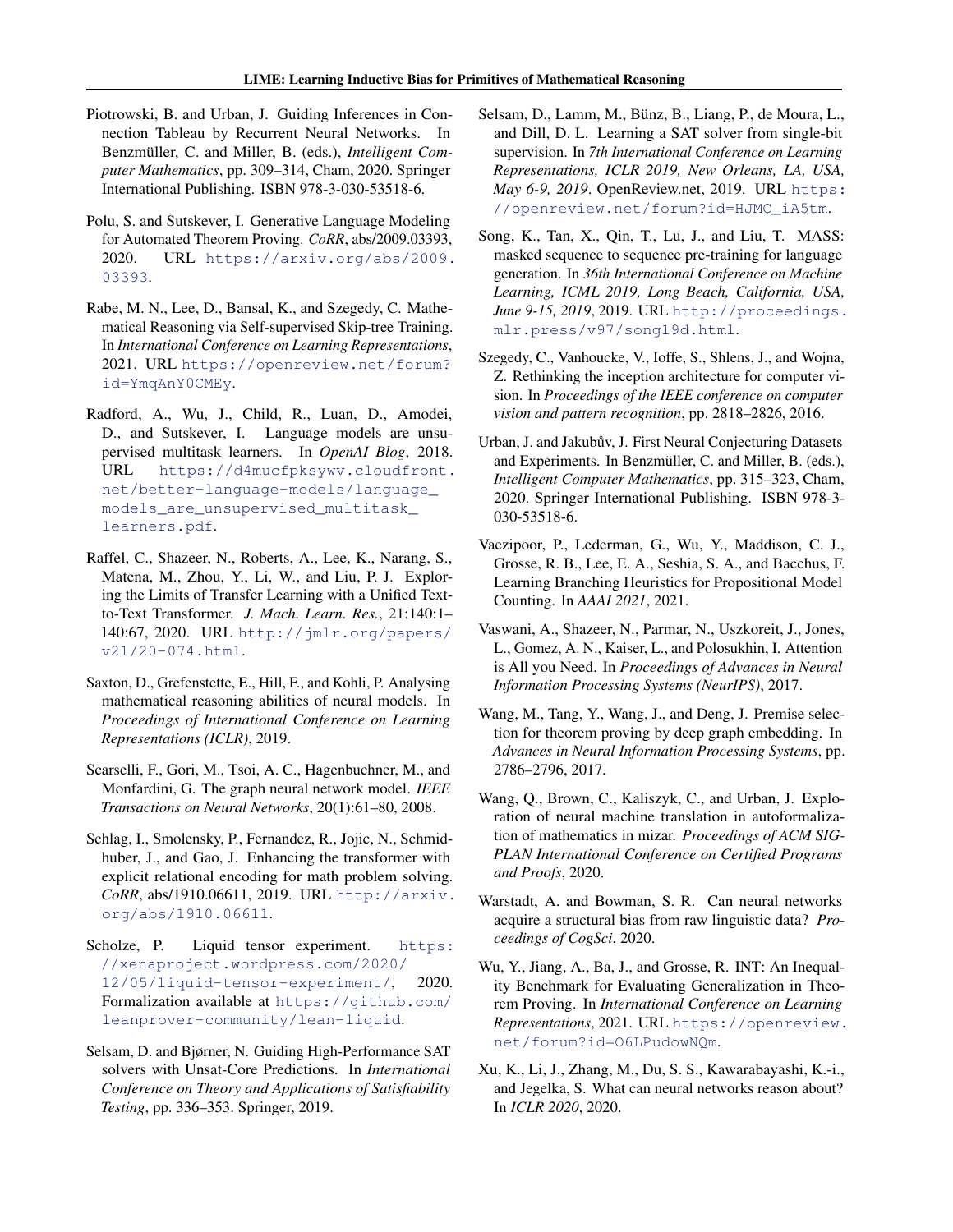Piotrowski, B. and Urban, J. Guiding Inferences in Connection Tableau by Recurrent Neural Networks. In Benzmüller, C. and Miller, B. (eds.), *Intelligent Computer Mathematics*, pp. 309–314, Cham, 2020. Springer International Publishing. ISBN 978-3-030-53518-6.

Polu, S. and Sutskever, I. Generative Language Modeling for Automated Theorem Proving. *CoRR*, abs/2009.03393, 2020. URL https://arxiv.org/abs/2009.03393.

Rabe, M. N., Lee, D., Bansal, K., and Szegedy, C. Mathematical Reasoning via Self-supervised Skip-tree Training. In *International Conference on Learning Representations*, 2021. URL https://openreview.net/forum?id=YmqAnY0CMEy.

Radford, A., Wu, J., Child, R., Luan, D., Amodei, D., and Sutskever, I. Language models are unsupervised multitask learners. In *OpenAI Blog*, 2018. URL https://d4mucfpksywv.cloudfront.net/better-language-models/language_models_are_unsupervised_multitask_learners.pdf.

Raffel, C., Shazeer, N., Roberts, A., Lee, K., Narang, S., Matena, M., Zhou, Y., Li, W., and Liu, P. J. Exploring the Limits of Transfer Learning with a Unified Text-to-Text Transformer. *J. Mach. Learn. Res.*, 21:140:1–140:67, 2020. URL http://jmlr.org/papers/v21/20-074.html.

Saxton, D., Grefenstette, E., Hill, F., and Kohli, P. Analysing mathematical reasoning abilities of neural models. In *Proceedings of International Conference on Learning Representations (ICLR)*, 2019.

Scarselli, F., Gori, M., Tsoi, A. C., Hagenbuchner, M., and Monfardini, G. The graph neural network model. *IEEE Transactions on Neural Networks*, 20(1):61–80, 2008.

Schlag, I., Smolensky, P., Fernandez, R., Jojic, N., Schmidhuber, J., and Gao, J. Enhancing the transformer with explicit relational encoding for math problem solving. *CoRR*, abs/1910.06611, 2019. URL http://arxiv.org/abs/1910.06611.

Scholze, P. Liquid tensor experiment. https://xenaproject.wordpress.com/2020/12/05/liquid-tensor-experiment/, 2020. Formalization available at https://github.com/leanprover-community/lean-liquid.

Selsam, D. and Bjørner, N. Guiding High-Performance SAT solvers with Unsat-Core Predictions. In *International Conference on Theory and Applications of Satisfiability Testing*, pp. 336–353. Springer, 2019.

Selsam, D., Lamm, M., Bünz, B., Liang, P., de Moura, L., and Dill, D. L. Learning a SAT solver from single-bit supervision. In *7th International Conference on Learning Representations, ICLR 2019, New Orleans, LA, USA, May 6-9, 2019*. OpenReview.net, 2019. URL https://openreview.net/forum?id=HJMC_iA5tm.

Song, K., Tan, X., Qin, T., Lu, J., and Liu, T. MASS: masked sequence to sequence pre-training for language generation. In *36th International Conference on Machine Learning, ICML 2019, Long Beach, California, USA, June 9-15, 2019*, 2019. URL http://proceedings.mlr.press/v97/song19d.html.

Szegedy, C., Vanhoucke, V., Ioffe, S., Shlens, J., and Wojna, Z. Rethinking the inception architecture for computer vision. In *Proceedings of the IEEE conference on computer vision and pattern recognition*, pp. 2818–2826, 2016.

Urban, J. and Jakubův, J. First Neural Conjecturing Datasets and Experiments. In Benzmüller, C. and Miller, B. (eds.), *Intelligent Computer Mathematics*, pp. 315–323, Cham, 2020. Springer International Publishing. ISBN 978-3-030-53518-6.

Vaezipoor, P., Lederman, G., Wu, Y., Maddison, C. J., Grosse, R. B., Lee, E. A., Seshia, S. A., and Bacchus, F. Learning Branching Heuristics for Propositional Model Counting. In *AAAI 2021*, 2021.

Vaswani, A., Shazeer, N., Parmar, N., Uszkoreit, J., Jones, L., Gomez, A. N., Kaiser, L., and Polosukhin, I. Attention is All you Need. In *Proceedings of Advances in Neural Information Processing Systems (NeurIPS)*, 2017.

Wang, M., Tang, Y., Wang, J., and Deng, J. Premise selection for theorem proving by deep graph embedding. In *Advances in Neural Information Processing Systems*, pp. 2786–2796, 2017.

Wang, Q., Brown, C., Kaliszyk, C., and Urban, J. Exploration of neural machine translation in autoformalization of mathematics in mizar. *Proceedings of ACM SIGPLAN International Conference on Certified Programs and Proofs*, 2020.

Warstadt, A. and Bowman, S. R. Can neural networks acquire a structural bias from raw linguistic data? *Proceedings of CogSci*, 2020.

Wu, Y., Jiang, A., Ba, J., and Grosse, R. INT: An Inequality Benchmark for Evaluating Generalization in Theorem Proving. In *International Conference on Learning Representations*, 2021. URL https://openreview.net/forum?id=O6LPudowNQm.

Xu, K., Li, J., Zhang, M., Du, S. S., Kawarabayashi, K.-i., and Jegelka, S. What can neural networks reason about? In *ICLR 2020*, 2020.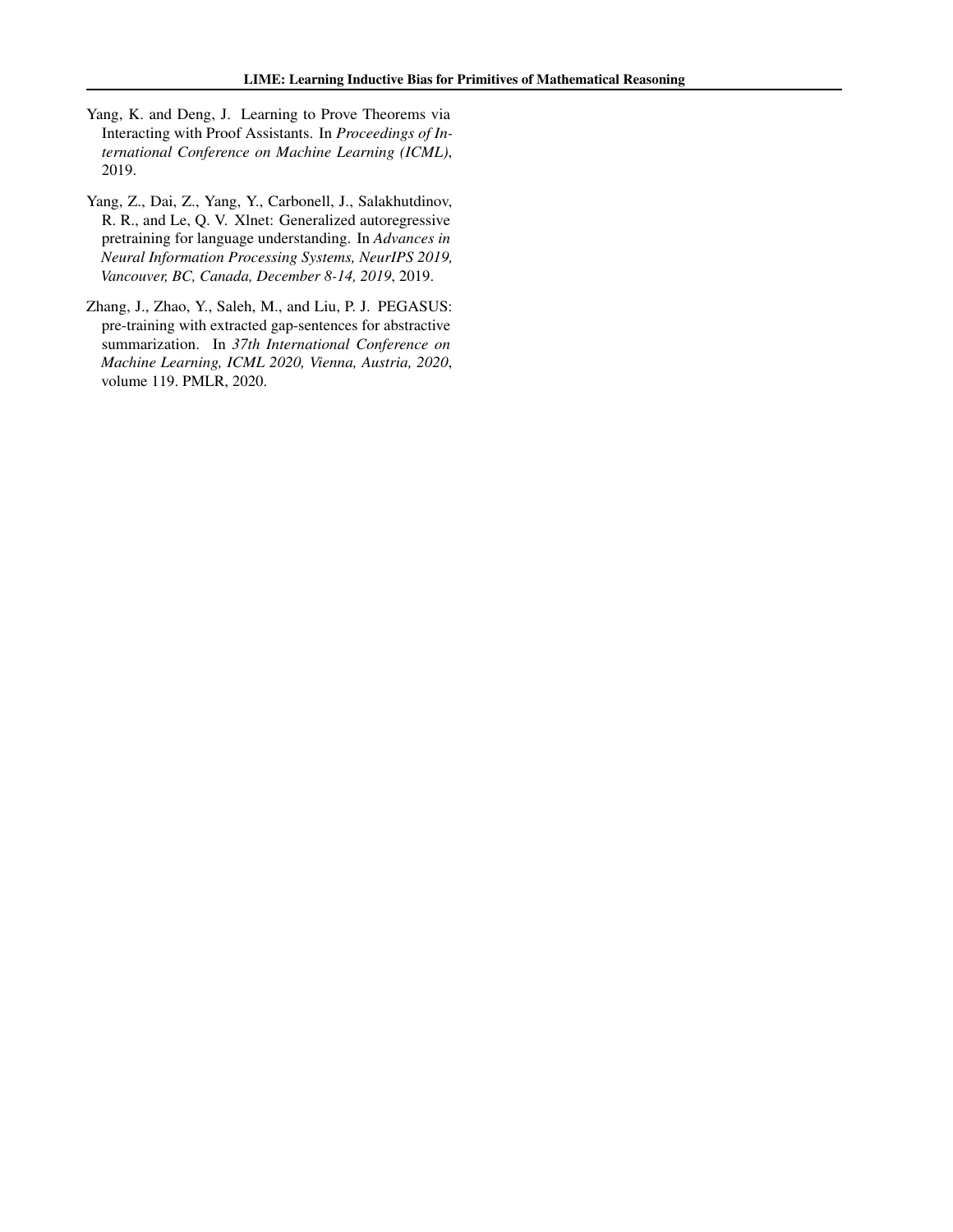Yang, K. and Deng, J. Learning to Prove Theorems via Interacting with Proof Assistants. In *Proceedings of International Conference on Machine Learning (ICML)*, 2019.

Yang, Z., Dai, Z., Yang, Y., Carbonell, J., Salakhutdinov, R. R., and Le, Q. V. Xlnet: Generalized autoregressive pretraining for language understanding. In *Advances in Neural Information Processing Systems, NeurIPS 2019, Vancouver, BC, Canada, December 8-14, 2019*, 2019.

Zhang, J., Zhao, Y., Saleh, M., and Liu, P. J. PEGASUS: pre-training with extracted gap-sentences for abstractive summarization. In *37th International Conference on Machine Learning, ICML 2020, Vienna, Austria, 2020*, volume 119. PMLR, 2020.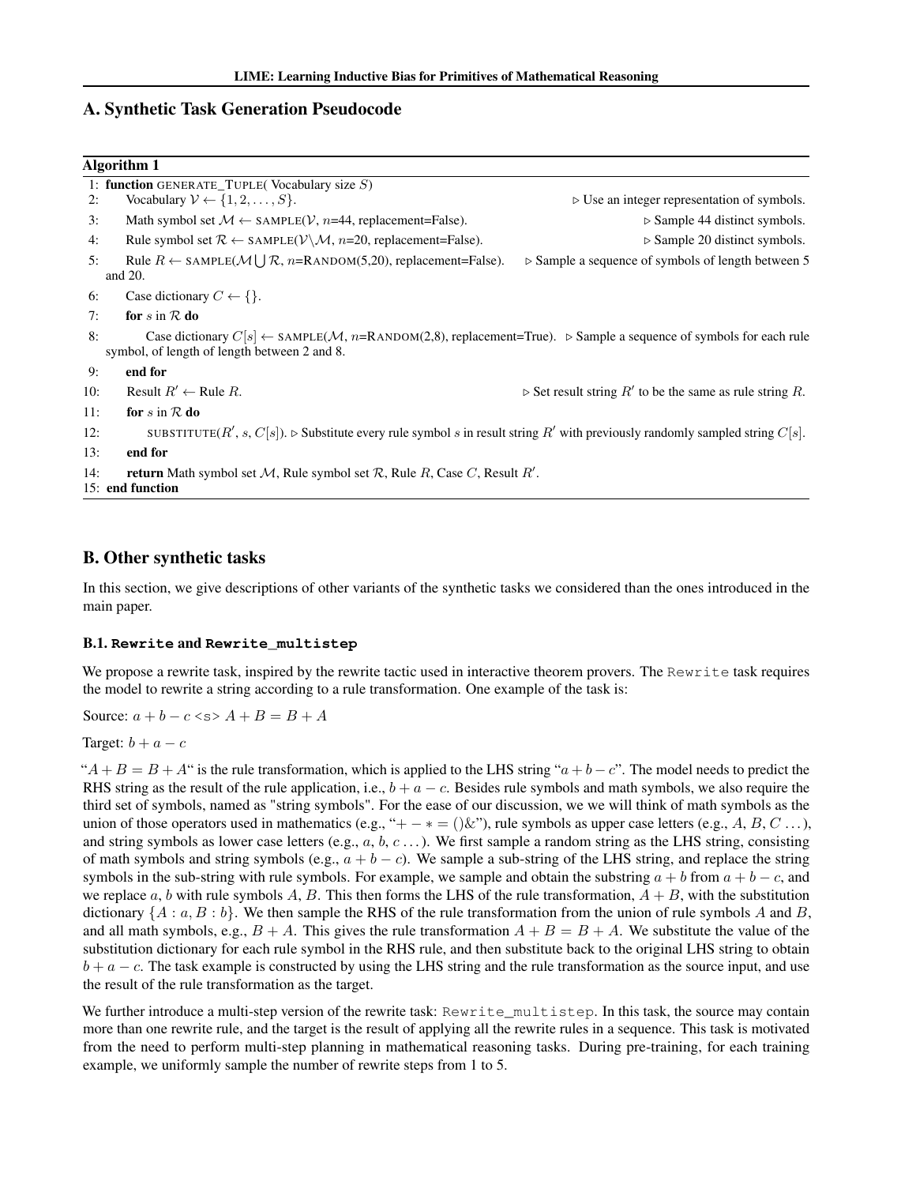## A. Synthetic Task Generation Pseudocode

**Algorithm 1**

```
1:  function GENERATE_TUPLE( Vocabulary size S)
2:      Vocabulary V ← {1, 2, ..., S}.                                  ▷ Use an integer representation of symbols.
3:      Math symbol set M ← SAMPLE(V, n=44, replacement=False).         ▷ Sample 44 distinct symbols.
4:      Rule symbol set R ← SAMPLE(V\M, n=20, replacement=False).       ▷ Sample 20 distinct symbols.
5:      Rule R ← SAMPLE(M ⋃ R, n=RANDOM(5,20), replacement=False).      ▷ Sample a sequence of symbols of length between 5
        and 20.
6:      Case dictionary C ← {}.
7:      for s in R do
8:          Case dictionary C[s] ← SAMPLE(M, n=RANDOM(2,8), replacement=True).  ▷ Sample a sequence of symbols for each rule
        symbol, of length of length between 2 and 8.
9:      end for
10:     Result R′ ← Rule R.                                             ▷ Set result string R′ to be the same as rule string R.
11:     for s in R do
12:         SUBSTITUTE(R′, s, C[s]). ▷ Substitute every rule symbol s in result string R′ with previously randomly sampled string C[s].
13:     end for
14:     return Math symbol set M, Rule symbol set R, Rule R, Case C, Result R′.
15: end function
```

## B. Other synthetic tasks

In this section, we give descriptions of other variants of the synthetic tasks we considered than the ones introduced in the main paper.

### B.1. Rewrite and Rewrite_multistep

We propose a rewrite task, inspired by the rewrite tactic used in interactive theorem provers. The `Rewrite` task requires the model to rewrite a string according to a rule transformation. One example of the task is:

Source: $a + b - c$ <s> $A + B = B + A$

Target: $b + a - c$

"$A + B = B + A$" is the rule transformation, which is applied to the LHS string "$a + b - c$". The model needs to predict the RHS string as the result of the rule application, i.e., $b + a - c$. Besides rule symbols and math symbols, we also require the third set of symbols, named as "string symbols". For the ease of our discussion, we will think of math symbols as the union of those operators used in mathematics (e.g., "$+ - * = ()\&$"), rule symbols as upper case letters (e.g., $A$, $B$, $C$ ...), and string symbols as lower case letters (e.g., $a$, $b$, $c$ ...). We first sample a random string as the LHS string, consisting of math symbols and string symbols (e.g., $a + b - c$). We sample a sub-string of the LHS string, and replace the string symbols in the sub-string with rule symbols. For example, we sample and obtain the substring $a + b$ from $a + b - c$, and we replace $a$, $b$ with rule symbols $A$, $B$. This then forms the LHS of the rule transformation, $A + B$, with the substitution dictionary $\{A : a, B : b\}$. We then sample the RHS of the rule transformation from the union of rule symbols $A$ and $B$, and all math symbols, $B + A$. This gives the rule transformation $A + B = B + A$. We substitute the value of the substitution dictionary for each rule symbol in the RHS rule, and then substitute back to the original LHS string to obtain $b + a - c$. The task example is constructed by using the LHS string and the rule transformation as the source input, and use the result of the rule transformation as the target.

We further introduce a multi-step version of the rewrite task: `Rewrite_multistep`. In this task, the source may contain more than one rewrite rule, and the target is the result of applying all the rewrite rules in a sequence. This task is motivated from the need to perform multi-step planning in mathematical reasoning tasks. During pre-training, for each training example, we uniformly sample the number of rewrite steps from 1 to 5.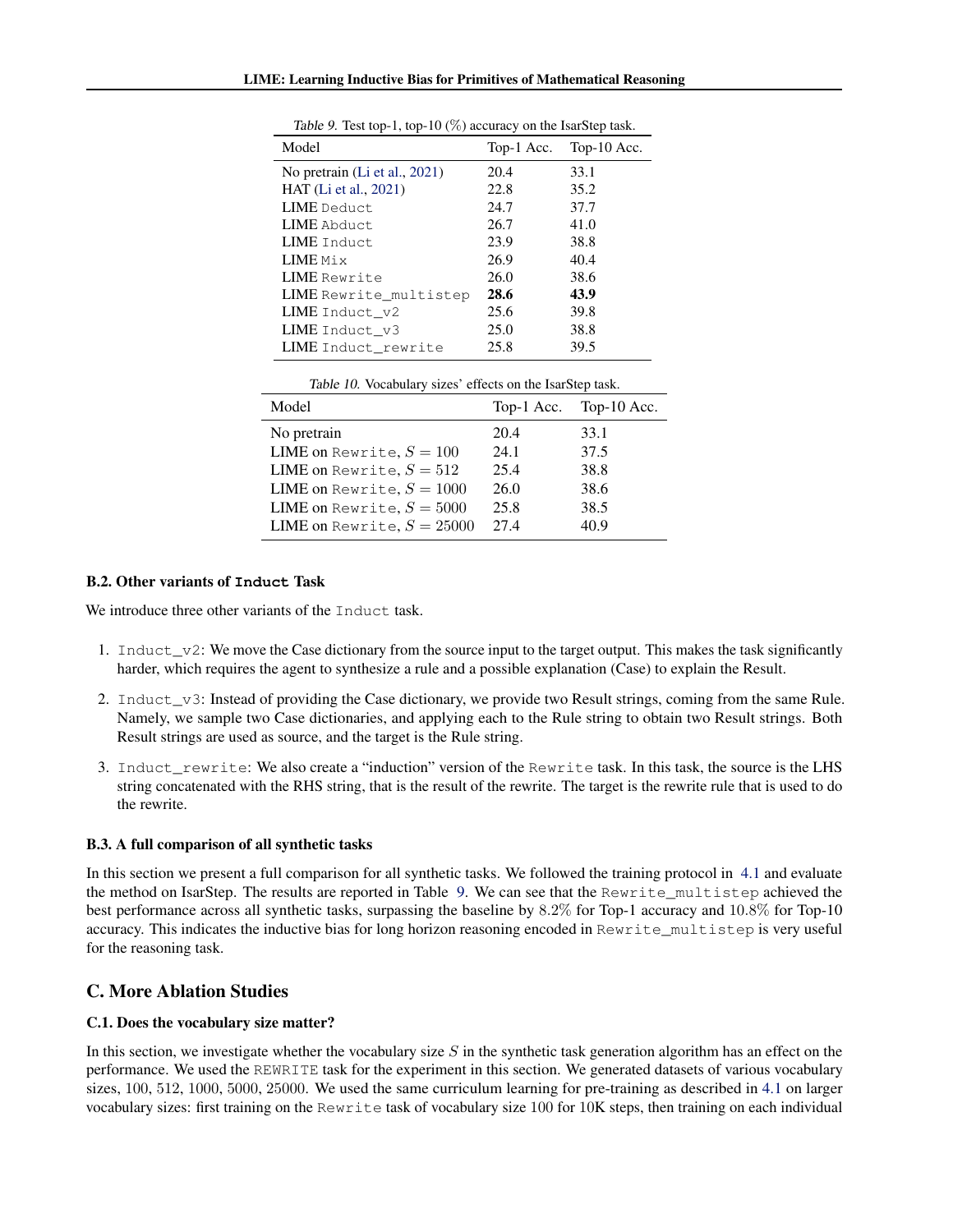Table 9. Test top-1, top-10 (%) accuracy on the IsarStep task.

| Model | Top-1 Acc. | Top-10 Acc. |
|---|---|---|
| No pretrain (Li et al., 2021) | 20.4 | 33.1 |
| HAT (Li et al., 2021) | 22.8 | 35.2 |
| LIME `Deduct` | 24.7 | 37.7 |
| LIME `Abduct` | 26.7 | 41.0 |
| LIME `Induct` | 23.9 | 38.8 |
| LIME `Mix` | 26.9 | 40.4 |
| LIME `Rewrite` | 26.0 | 38.6 |
| LIME `Rewrite_multistep` | **28.6** | **43.9** |
| LIME `Induct_v2` | 25.6 | 39.8 |
| LIME `Induct_v3` | 25.0 | 38.8 |
| LIME `Induct_rewrite` | 25.8 | 39.5 |

Table 10. Vocabulary sizes' effects on the IsarStep task.

| Model | Top-1 Acc. | Top-10 Acc. |
|---|---|---|
| No pretrain | 20.4 | 33.1 |
| LIME on `Rewrite`, $S = 100$ | 24.1 | 37.5 |
| LIME on `Rewrite`, $S = 512$ | 25.4 | 38.8 |
| LIME on `Rewrite`, $S = 1000$ | 26.0 | 38.6 |
| LIME on `Rewrite`, $S = 5000$ | 25.8 | 38.5 |
| LIME on `Rewrite`, $S = 25000$ | 27.4 | 40.9 |

### B.2. Other variants of `Induct` Task

We introduce three other variants of the `Induct` task.

1. `Induct_v2`: We move the Case dictionary from the source input to the target output. This makes the task significantly harder, which requires the agent to synthesize a rule and a possible explanation (Case) to explain the Result.
2. `Induct_v3`: Instead of providing the Case dictionary, we provide two Result strings, coming from the same Rule. Namely, we sample two Case dictionaries, and applying each to the Rule string to obtain two Result strings. Both Result strings are used as source, and the target is the Rule string.
3. `Induct_rewrite`: We also create a "induction" version of the `Rewrite` task. In this task, the source is the LHS string concatenated with the RHS string, that is the result of the rewrite. The target is the rewrite rule that is used to do the rewrite.

### B.3. A full comparison of all synthetic tasks

In this section we present a full comparison for all synthetic tasks. We followed the training protocol in 4.1 and evaluate the method on IsarStep. The results are reported in Table 9. We can see that the `Rewrite_multistep` achieved the best performance across all synthetic tasks, surpassing the baseline by 8.2% for Top-1 accuracy and 10.8% for Top-10 accuracy. This indicates the inductive bias for long horizon reasoning encoded in `Rewrite_multistep` is very useful for the reasoning task.

## C. More Ablation Studies

### C.1. Does the vocabulary size matter?

In this section, we investigate whether the vocabulary size $S$ in the synthetic task generation algorithm has an effect on the performance. We used the `REWRITE` task for the experiment in this section. We generated datasets of various vocabulary sizes, 100, 512, 1000, 5000, 25000. We used the same curriculum learning for pre-training as described in 4.1 on larger vocabulary sizes: first training on the `Rewrite` task of vocabulary size 100 for 10K steps, then training on each individual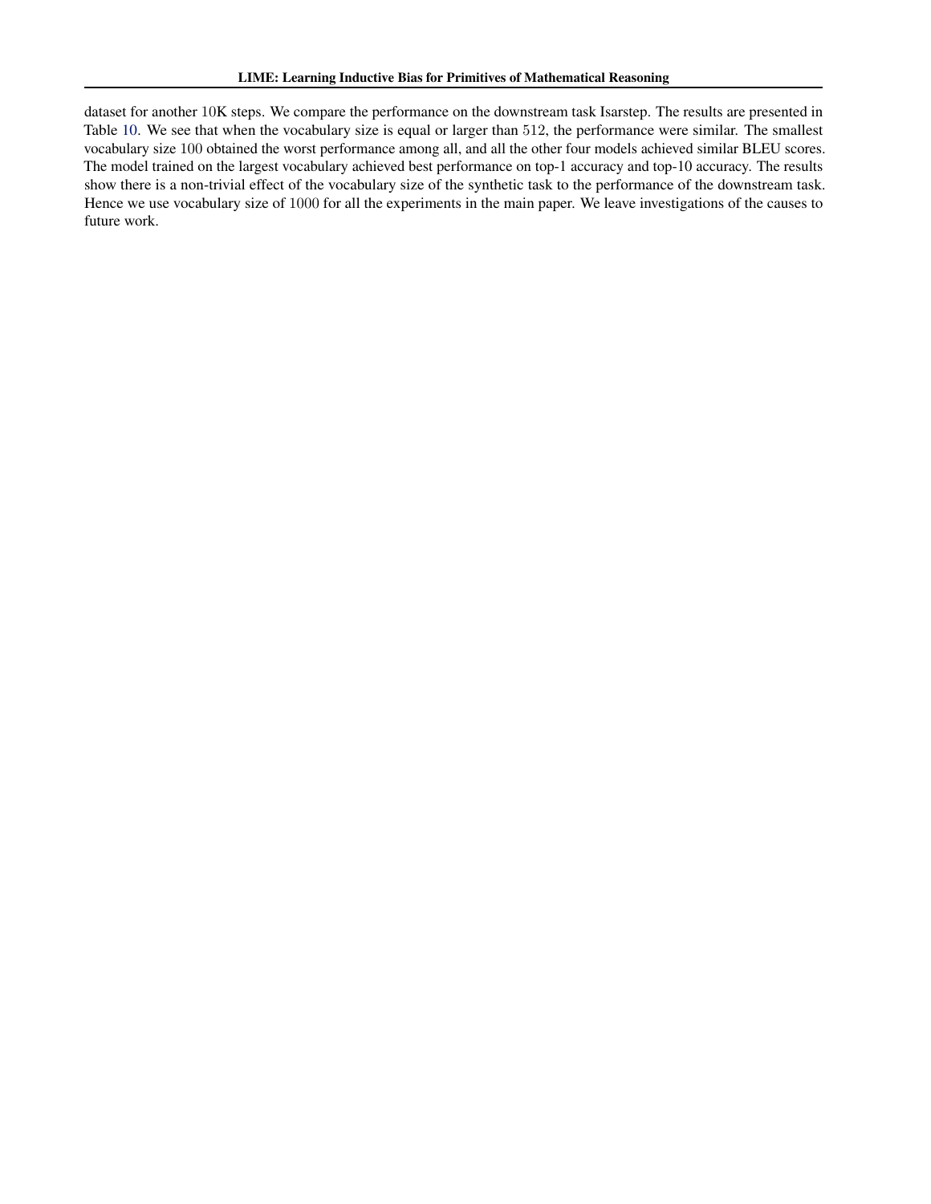dataset for another $10$K steps. We compare the performance on the downstream task Isarstep. The results are presented in Table 10. We see that when the vocabulary size is equal or larger than $512$, the performance were similar. The smallest vocabulary size $100$ obtained the worst performance among all, and all the other four models achieved similar BLEU scores. The model trained on the largest vocabulary achieved best performance on top-1 accuracy and top-10 accuracy. The results show there is a non-trivial effect of the vocabulary size of the synthetic task to the performance of the downstream task. Hence we use vocabulary size of $1000$ for all the experiments in the main paper. We leave investigations of the causes to future work.